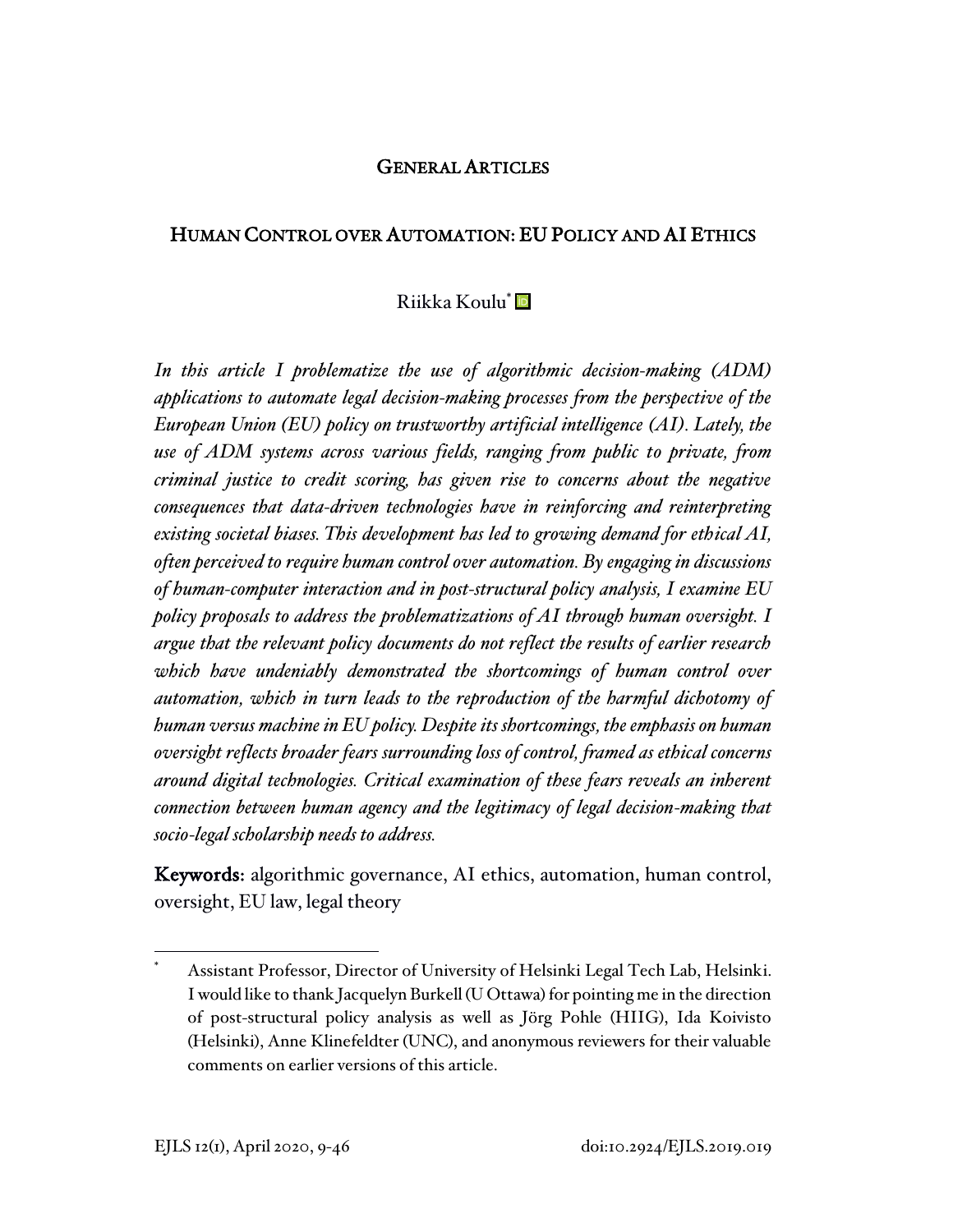GENERAL ARTICLES

# HUMAN CONTROL OVER AUTOMATION: EU POLICY AND AI ETHICS

Riikka Koulu[*]

*In this article I problematize the use of algorithmic decision-making (ADM) applications to automate legal decision-making processes from the perspective of the European Union (EU) policy on trustworthy artificial intelligence (AI). Lately, the use of ADM systems across various fields, ranging from public to private, from criminal justice to credit scoring, has given rise to concerns about the negative consequences that data-driven technologies have in reinforcing and reinterpreting existing societal biases. This development has led to growing demand for ethical AI, often perceived to require human control over automation. By engaging in discussions of human-computer interaction and in post-structural policy analysis, I examine EU policy proposals to address the problematizations of AI through human oversight. I argue that the relevant policy documents do not reflect the results of earlier research which have undeniably demonstrated the shortcomings of human control over automation, which in turn leads to the reproduction of the harmful dichotomy of human versus machine in EU policy. Despite its shortcomings, the emphasis on human oversight reflects broader fears surrounding loss of control, framed as ethical concerns around digital technologies. Critical examination of these fears reveals an inherent connection between human agency and the legitimacy of legal decision-making that socio-legal scholarship needs to address.*

**Keywords:** algorithmic governance, AI ethics, automation, human control, oversight, EU law, legal theory

---

[*] Assistant Professor, Director of University of Helsinki Legal Tech Lab, Helsinki. I would like to thank Jacquelyn Burkell (U Ottawa) for pointing me in the direction of post-structural policy analysis as well as Jörg Pohle (HIIG), Ida Koivisto (Helsinki), Anne Klinefeldter (UNC), and anonymous reviewers for their valuable comments on earlier versions of this article.

doi:10.2924/EJLS.2019.019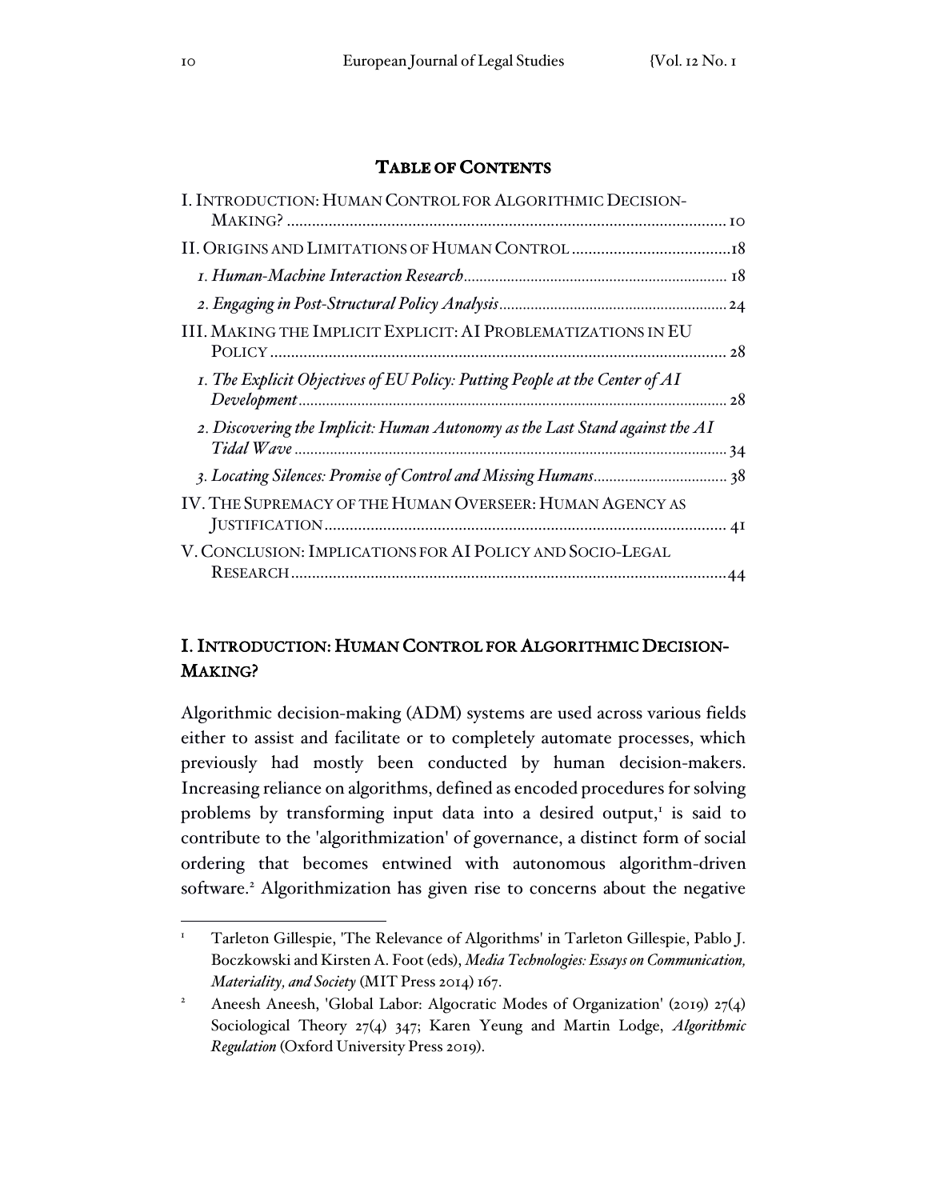## Table of Contents

- I. Introduction: Human Control for Algorithmic Decision-Making? ........ 10
- II. Origins and Limitations of Human Control ........ 18
  - *1. Human-Machine Interaction Research* ........ 18
  - *2. Engaging in Post-Structural Policy Analysis* ........ 24
- III. Making the Implicit Explicit: AI Problematizations in EU Policy ........ 28
  - *1. The Explicit Objectives of EU Policy: Putting People at the Center of AI Development* ........ 28
  - *2. Discovering the Implicit: Human Autonomy as the Last Stand against the AI Tidal Wave* ........ 34
  - *3. Locating Silences: Promise of Control and Missing Humans* ........ 38
- IV. The Supremacy of the Human Overseer: Human Agency as Justification ........ 41
- V. Conclusion: Implications for AI Policy and Socio-Legal Research ........ 44

## I. Introduction: Human Control for Algorithmic Decision-Making?

Algorithmic decision-making (ADM) systems are used across various fields either to assist and facilitate or to completely automate processes, which previously had mostly been conducted by human decision-makers. Increasing reliance on algorithms, defined as encoded procedures for solving problems by transforming input data into a desired output,[1] is said to contribute to the 'algorithmization' of governance, a distinct form of social ordering that becomes entwined with autonomous algorithm-driven software.[2] Algorithmization has given rise to concerns about the negative

---

[1] Tarleton Gillespie, 'The Relevance of Algorithms' in Tarleton Gillespie, Pablo J. Boczkowski and Kirsten A. Foot (eds), *Media Technologies: Essays on Communication, Materiality, and Society* (MIT Press 2014) 167.

[2] Aneesh Aneesh, 'Global Labor: Algocratic Modes of Organization' (2019) 27(4) Sociological Theory 27(4) 347; Karen Yeung and Martin Lodge, *Algorithmic Regulation* (Oxford University Press 2019).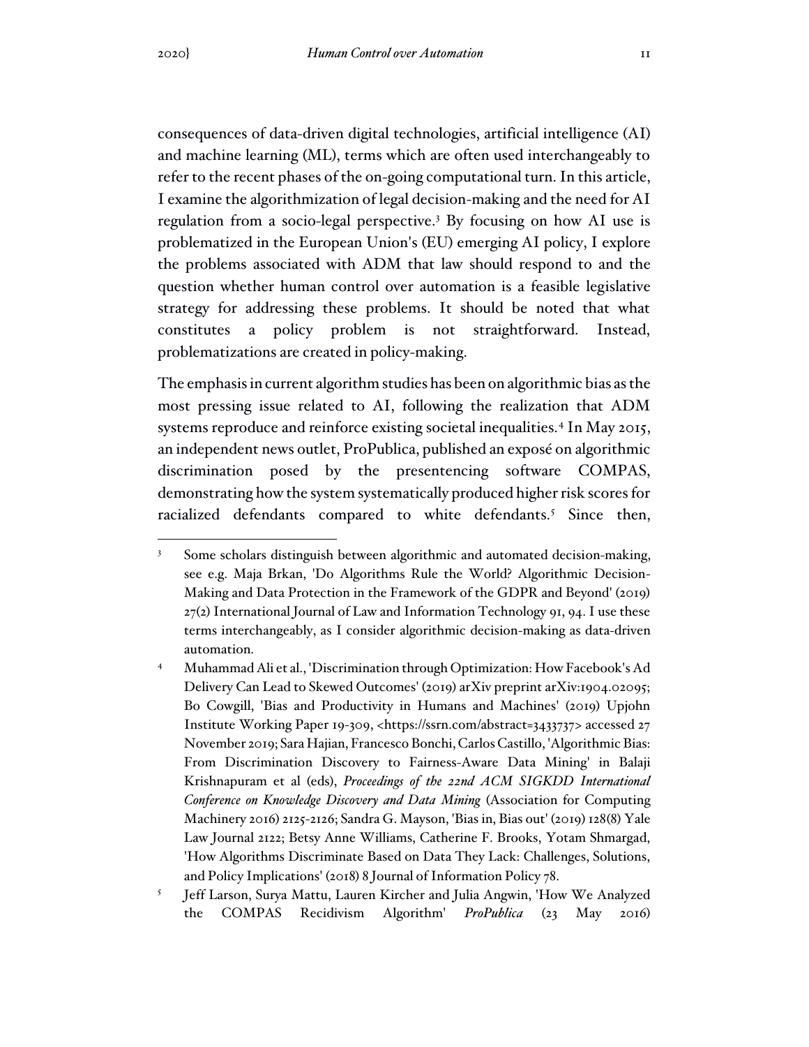consequences of data-driven digital technologies, artificial intelligence (AI) and machine learning (ML), terms which are often used interchangeably to refer to the recent phases of the on-going computational turn. In this article, I examine the algorithmization of legal decision-making and the need for AI regulation from a socio-legal perspective.[3] By focusing on how AI use is problematized in the European Union's (EU) emerging AI policy, I explore the problems associated with ADM that law should respond to and the question whether human control over automation is a feasible legislative strategy for addressing these problems. It should be noted that what constitutes a policy problem is not straightforward. Instead, problematizations are created in policy-making.

The emphasis in current algorithm studies has been on algorithmic bias as the most pressing issue related to AI, following the realization that ADM systems reproduce and reinforce existing societal inequalities.[4] In May 2015, an independent news outlet, ProPublica, published an exposé on algorithmic discrimination posed by the presentencing software COMPAS, demonstrating how the system systematically produced higher risk scores for racialized defendants compared to white defendants.[5] Since then,

---

[3] Some scholars distinguish between algorithmic and automated decision-making, see e.g. Maja Brkan, 'Do Algorithms Rule the World? Algorithmic Decision-Making and Data Protection in the Framework of the GDPR and Beyond' (2019) 27(2) International Journal of Law and Information Technology 91, 94. I use these terms interchangeably, as I consider algorithmic decision-making as data-driven automation.

[4] Muhammad Ali et al., 'Discrimination through Optimization: How Facebook's Ad Delivery Can Lead to Skewed Outcomes' (2019) arXiv preprint arXiv:1904.02095; Bo Cowgill, 'Bias and Productivity in Humans and Machines' (2019) Upjohn Institute Working Paper 19-309, <https://ssrn.com/abstract=3433737> accessed 27 November 2019; Sara Hajian, Francesco Bonchi, Carlos Castillo, 'Algorithmic Bias: From Discrimination Discovery to Fairness-Aware Data Mining' in Balaji Krishnapuram et al (eds), *Proceedings of the 22nd ACM SIGKDD International Conference on Knowledge Discovery and Data Mining* (Association for Computing Machinery 2016) 2125-2126; Sandra G. Mayson, 'Bias in, Bias out' (2019) 128(8) Yale Law Journal 2122; Betsy Anne Williams, Catherine F. Brooks, Yotam Shmargad, 'How Algorithms Discriminate Based on Data They Lack: Challenges, Solutions, and Policy Implications' (2018) 8 Journal of Information Policy 78.

[5] Jeff Larson, Surya Mattu, Lauren Kircher and Julia Angwin, 'How We Analyzed the COMPAS Recidivism Algorithm' *ProPublica* (23 May 2016)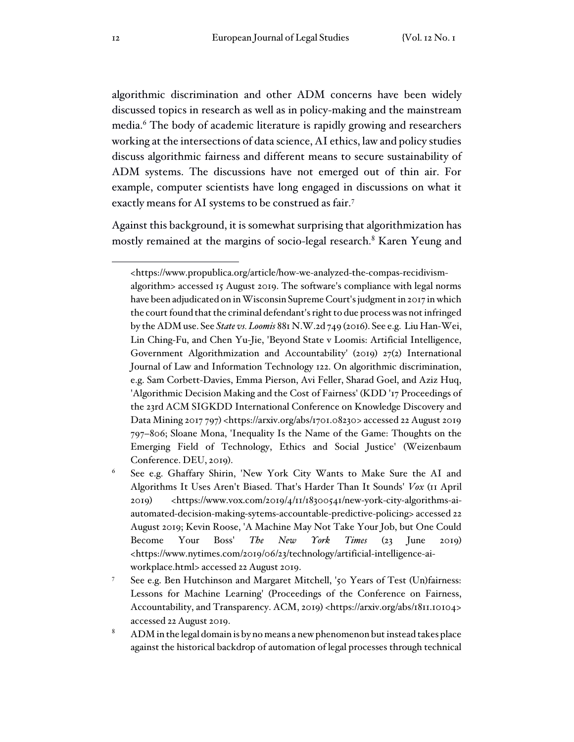algorithmic discrimination and other ADM concerns have been widely discussed topics in research as well as in policy-making and the mainstream media.[6] The body of academic literature is rapidly growing and researchers working at the intersections of data science, AI ethics, law and policy studies discuss algorithmic fairness and different means to secure sustainability of ADM systems. The discussions have not emerged out of thin air. For example, computer scientists have long engaged in discussions on what it exactly means for AI systems to be construed as fair.[7]

Against this background, it is somewhat surprising that algorithmization has mostly remained at the margins of socio-legal research.[8] Karen Yeung and

---

<https://www.propublica.org/article/how-we-analyzed-the-compas-recidivism-algorithm> accessed 15 August 2019. The software's compliance with legal norms have been adjudicated on in Wisconsin Supreme Court's judgment in 2017 in which the court found that the criminal defendant's right to due process was not infringed by the ADM use. See *State vs. Loomis* 881 N.W.2d 749 (2016). See e.g. Liu Han-Wei, Lin Ching-Fu, and Chen Yu-Jie, 'Beyond State v Loomis: Artificial Intelligence, Government Algorithmization and Accountability' (2019) 27(2) International Journal of Law and Information Technology 122. On algorithmic discrimination, e.g. Sam Corbett-Davies, Emma Pierson, Avi Feller, Sharad Goel, and Aziz Huq, 'Algorithmic Decision Making and the Cost of Fairness' (KDD '17 Proceedings of the 23rd ACM SIGKDD International Conference on Knowledge Discovery and Data Mining 2017 797) <https://arxiv.org/abs/1701.08230> accessed 22 August 2019 797–806; Sloane Mona, 'Inequality Is the Name of the Game: Thoughts on the Emerging Field of Technology, Ethics and Social Justice' (Weizenbaum Conference. DEU, 2019).

[6] See e.g. Ghaffary Shirin, 'New York City Wants to Make Sure the AI and Algorithms It Uses Aren't Biased. That's Harder Than It Sounds' *Vox* (11 April 2019) <https://www.vox.com/2019/4/11/18300541/new-york-city-algorithms-ai-automated-decision-making-sytems-accountable-predictive-policing> accessed 22 August 2019; Kevin Roose, 'A Machine May Not Take Your Job, but One Could Become Your Boss' *The New York Times* (23 June 2019) <https://www.nytimes.com/2019/06/23/technology/artificial-intelligence-ai-workplace.html> accessed 22 August 2019.

[7] See e.g. Ben Hutchinson and Margaret Mitchell, '50 Years of Test (Un)fairness: Lessons for Machine Learning' (Proceedings of the Conference on Fairness, Accountability, and Transparency. ACM, 2019) <https://arxiv.org/abs/1811.10104> accessed 22 August 2019.

[8] ADM in the legal domain is by no means a new phenomenon but instead takes place against the historical backdrop of automation of legal processes through technical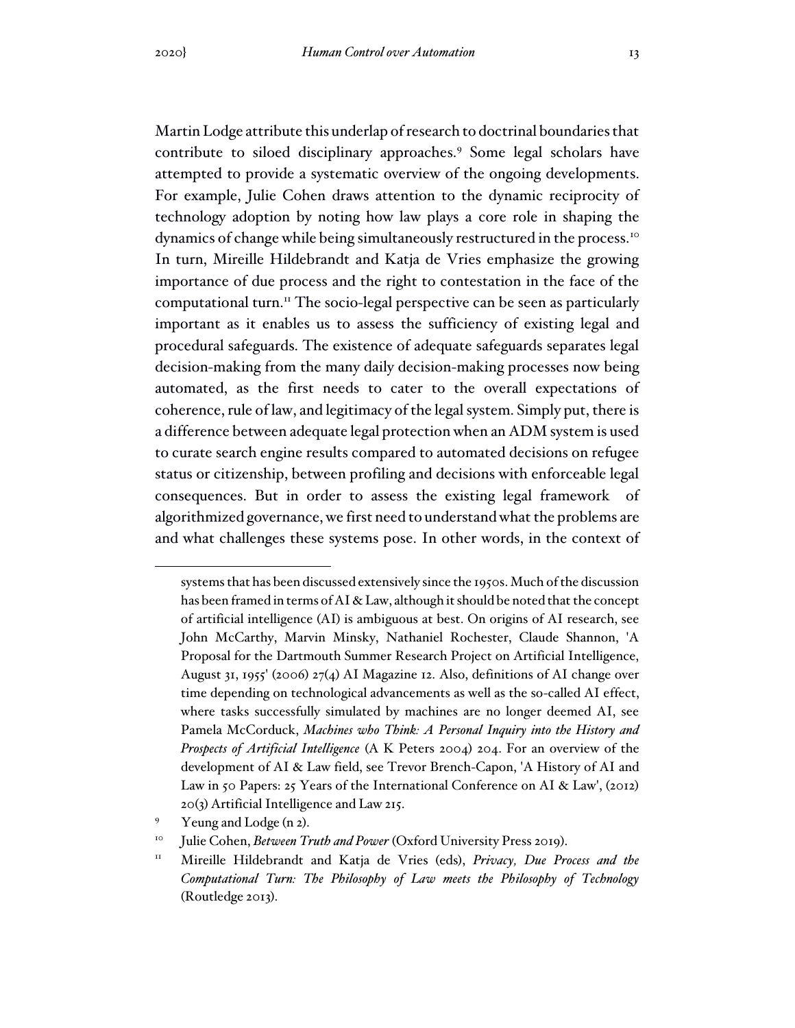Martin Lodge attribute this underlap of research to doctrinal boundaries that contribute to siloed disciplinary approaches.[9] Some legal scholars have attempted to provide a systematic overview of the ongoing developments. For example, Julie Cohen draws attention to the dynamic reciprocity of technology adoption by noting how law plays a core role in shaping the dynamics of change while being simultaneously restructured in the process.[10] In turn, Mireille Hildebrandt and Katja de Vries emphasize the growing importance of due process and the right to contestation in the face of the computational turn.[11] The socio-legal perspective can be seen as particularly important as it enables us to assess the sufficiency of existing legal and procedural safeguards. The existence of adequate safeguards separates legal decision-making from the many daily decision-making processes now being automated, as the first needs to cater to the overall expectations of coherence, rule of law, and legitimacy of the legal system. Simply put, there is a difference between adequate legal protection when an ADM system is used to curate search engine results compared to automated decisions on refugee status or citizenship, between profiling and decisions with enforceable legal consequences. But in order to assess the existing legal framework of algorithmized governance, we first need to understand what the problems are and what challenges these systems pose. In other words, in the context of

---

systems that has been discussed extensively since the 1950s. Much of the discussion has been framed in terms of AI & Law, although it should be noted that the concept of artificial intelligence (AI) is ambiguous at best. On origins of AI research, see John McCarthy, Marvin Minsky, Nathaniel Rochester, Claude Shannon, 'A Proposal for the Dartmouth Summer Research Project on Artificial Intelligence, August 31, 1955' (2006) 27(4) AI Magazine 12. Also, definitions of AI change over time depending on technological advancements as well as the so-called AI effect, where tasks successfully simulated by machines are no longer deemed AI, see Pamela McCorduck, *Machines who Think: A Personal Inquiry into the History and Prospects of Artificial Intelligence* (A K Peters 2004) 204. For an overview of the development of AI & Law field, see Trevor Bench-Capon, 'A History of AI and Law in 50 Papers: 25 Years of the International Conference on AI & Law', (2012) 20(3) Artificial Intelligence and Law 215.

[9] Yeung and Lodge (n 2).

[10] Julie Cohen, *Between Truth and Power* (Oxford University Press 2019).

[11] Mireille Hildebrandt and Katja de Vries (eds), *Privacy, Due Process and the Computational Turn: The Philosophy of Law meets the Philosophy of Technology* (Routledge 2013).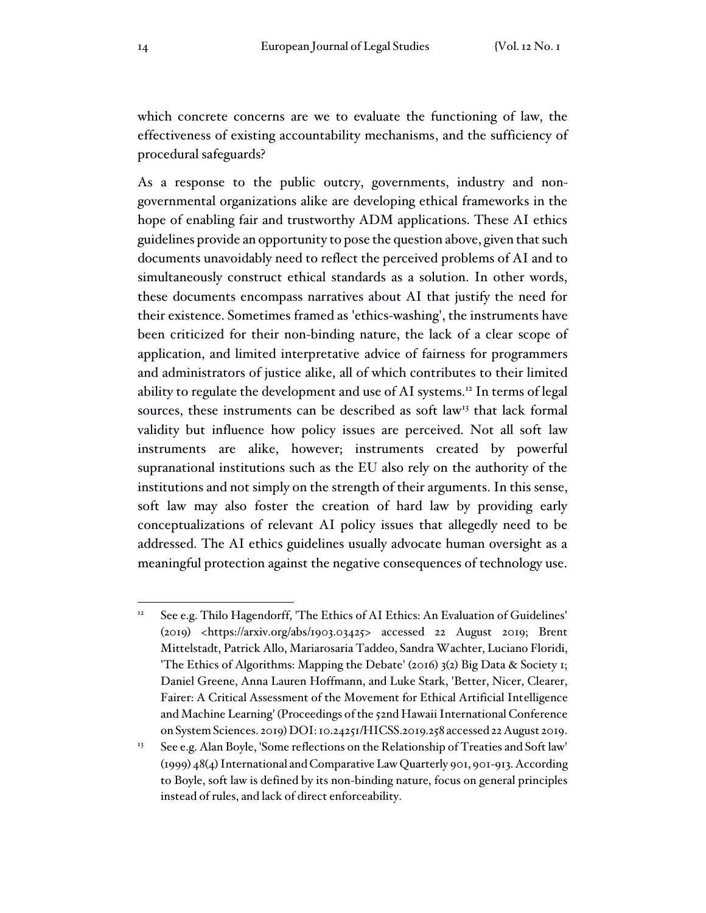which concrete concerns are we to evaluate the functioning of law, the effectiveness of existing accountability mechanisms, and the sufficiency of procedural safeguards?

As a response to the public outcry, governments, industry and non-governmental organizations alike are developing ethical frameworks in the hope of enabling fair and trustworthy ADM applications. These AI ethics guidelines provide an opportunity to pose the question above, given that such documents unavoidably need to reflect the perceived problems of AI and to simultaneously construct ethical standards as a solution. In other words, these documents encompass narratives about AI that justify the need for their existence. Sometimes framed as 'ethics-washing', the instruments have been criticized for their non-binding nature, the lack of a clear scope of application, and limited interpretative advice of fairness for programmers and administrators of justice alike, all of which contributes to their limited ability to regulate the development and use of AI systems.[12] In terms of legal sources, these instruments can be described as soft law[13] that lack formal validity but influence how policy issues are perceived. Not all soft law instruments are alike, however; instruments created by powerful supranational institutions such as the EU also rely on the authority of the institutions and not simply on the strength of their arguments. In this sense, soft law may also foster the creation of hard law by providing early conceptualizations of relevant AI policy issues that allegedly need to be addressed. The AI ethics guidelines usually advocate human oversight as a meaningful protection against the negative consequences of technology use.

---

[12] See e.g. Thilo Hagendorff, 'The Ethics of AI Ethics: An Evaluation of Guidelines' (2019) <https://arxiv.org/abs/1903.03425> accessed 22 August 2019; Brent Mittelstadt, Patrick Allo, Mariarosaria Taddeo, Sandra Wachter, Luciano Floridi, 'The Ethics of Algorithms: Mapping the Debate' (2016) 3(2) Big Data & Society 1; Daniel Greene, Anna Lauren Hoffmann, and Luke Stark, 'Better, Nicer, Clearer, Fairer: A Critical Assessment of the Movement for Ethical Artificial Intelligence and Machine Learning' (Proceedings of the 52nd Hawaii International Conference on System Sciences. 2019) DOI: 10.24251/HICSS.2019.258 accessed 22 August 2019.

[13] See e.g. Alan Boyle, 'Some reflections on the Relationship of Treaties and Soft law' (1999) 48(4) International and Comparative Law Quarterly 901, 901-913. According to Boyle, soft law is defined by its non-binding nature, focus on general principles instead of rules, and lack of direct enforceability.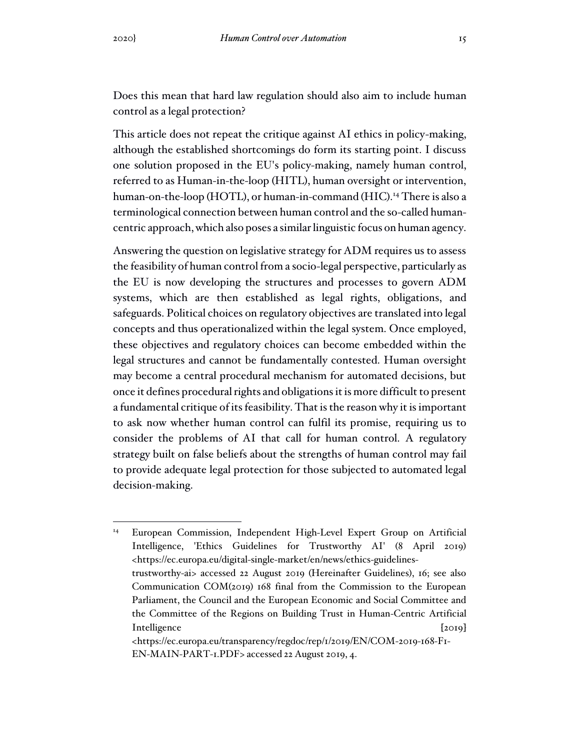Does this mean that hard law regulation should also aim to include human control as a legal protection?

This article does not repeat the critique against AI ethics in policy-making, although the established shortcomings do form its starting point. I discuss one solution proposed in the EU's policy-making, namely human control, referred to as Human-in-the-loop (HITL), human oversight or intervention, human-on-the-loop (HOTL), or human-in-command (HIC).[14] There is also a terminological connection between human control and the so-called human-centric approach, which also poses a similar linguistic focus on human agency.

Answering the question on legislative strategy for ADM requires us to assess the feasibility of human control from a socio-legal perspective, particularly as the EU is now developing the structures and processes to govern ADM systems, which are then established as legal rights, obligations, and safeguards. Political choices on regulatory objectives are translated into legal concepts and thus operationalized within the legal system. Once employed, these objectives and regulatory choices can become embedded within the legal structures and cannot be fundamentally contested. Human oversight may become a central procedural mechanism for automated decisions, but once it defines procedural rights and obligations it is more difficult to present a fundamental critique of its feasibility. That is the reason why it is important to ask now whether human control can fulfil its promise, requiring us to consider the problems of AI that call for human control. A regulatory strategy built on false beliefs about the strengths of human control may fail to provide adequate legal protection for those subjected to automated legal decision-making.

[14] European Commission, Independent High-Level Expert Group on Artificial Intelligence, 'Ethics Guidelines for Trustworthy AI' (8 April 2019) <https://ec.europa.eu/digital-single-market/en/news/ethics-guidelines-trustworthy-ai> accessed 22 August 2019 (Hereinafter Guidelines), 16; see also Communication COM(2019) 168 final from the Commission to the European Parliament, the Council and the European Economic and Social Committee and the Committee of the Regions on Building Trust in Human-Centric Artificial Intelligence [2019] <https://ec.europa.eu/transparency/regdoc/rep/1/2019/EN/COM-2019-168-F1-EN-MAIN-PART-1.PDF> accessed 22 August 2019, 4.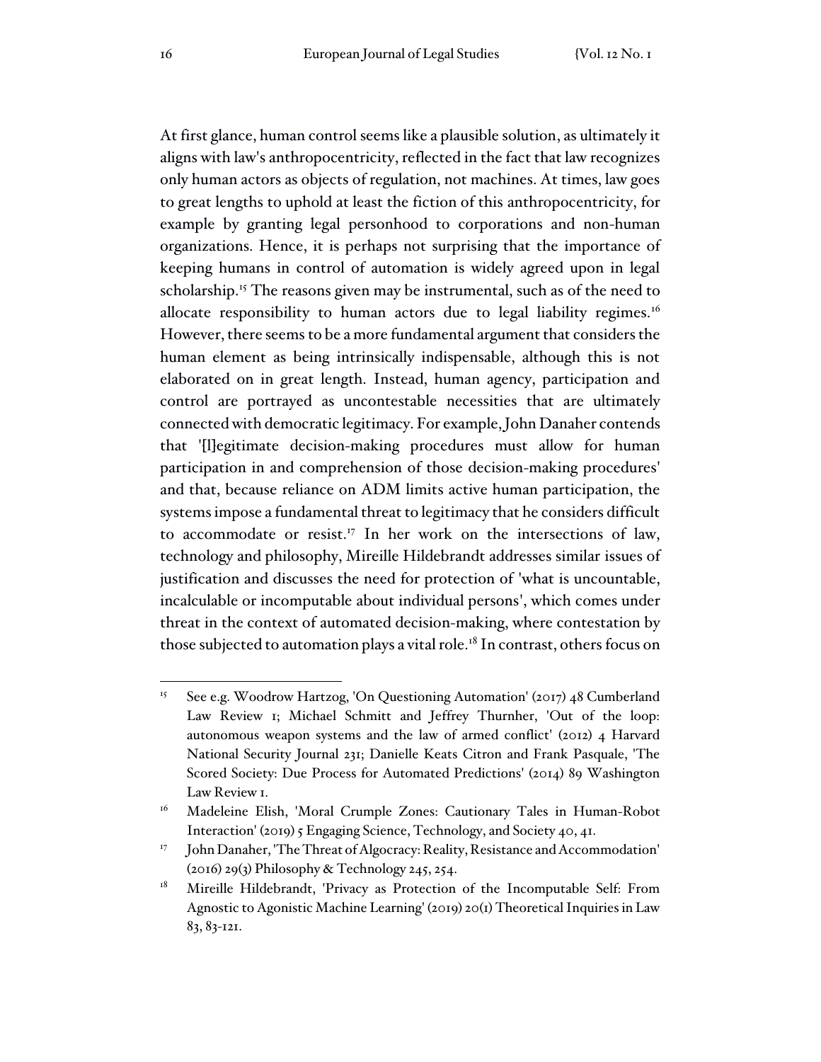At first glance, human control seems like a plausible solution, as ultimately it aligns with law's anthropocentricity, reflected in the fact that law recognizes only human actors as objects of regulation, not machines. At times, law goes to great lengths to uphold at least the fiction of this anthropocentricity, for example by granting legal personhood to corporations and non-human organizations. Hence, it is perhaps not surprising that the importance of keeping humans in control of automation is widely agreed upon in legal scholarship.[15] The reasons given may be instrumental, such as of the need to allocate responsibility to human actors due to legal liability regimes.[16] However, there seems to be a more fundamental argument that considers the human element as being intrinsically indispensable, although this is not elaborated on in great length. Instead, human agency, participation and control are portrayed as uncontestable necessities that are ultimately connected with democratic legitimacy. For example, John Danaher contends that '[l]egitimate decision-making procedures must allow for human participation in and comprehension of those decision-making procedures' and that, because reliance on ADM limits active human participation, the systems impose a fundamental threat to legitimacy that he considers difficult to accommodate or resist.[17] In her work on the intersections of law, technology and philosophy, Mireille Hildebrandt addresses similar issues of justification and discusses the need for protection of 'what is uncountable, incalculable or incomputable about individual persons', which comes under threat in the context of automated decision-making, where contestation by those subjected to automation plays a vital role.[18] In contrast, others focus on

---

[15] See e.g. Woodrow Hartzog, 'On Questioning Automation' (2017) 48 Cumberland Law Review 1; Michael Schmitt and Jeffrey Thurnher, 'Out of the loop: autonomous weapon systems and the law of armed conflict' (2012) 4 Harvard National Security Journal 231; Danielle Keats Citron and Frank Pasquale, 'The Scored Society: Due Process for Automated Predictions' (2014) 89 Washington Law Review 1.

[16] Madeleine Elish, 'Moral Crumple Zones: Cautionary Tales in Human-Robot Interaction' (2019) 5 Engaging Science, Technology, and Society 40, 41.

[17] John Danaher, 'The Threat of Algocracy: Reality, Resistance and Accommodation' (2016) 29(3) Philosophy & Technology 245, 254.

[18] Mireille Hildebrandt, 'Privacy as Protection of the Incomputable Self: From Agnostic to Agonistic Machine Learning' (2019) 20(1) Theoretical Inquiries in Law 83, 83-121.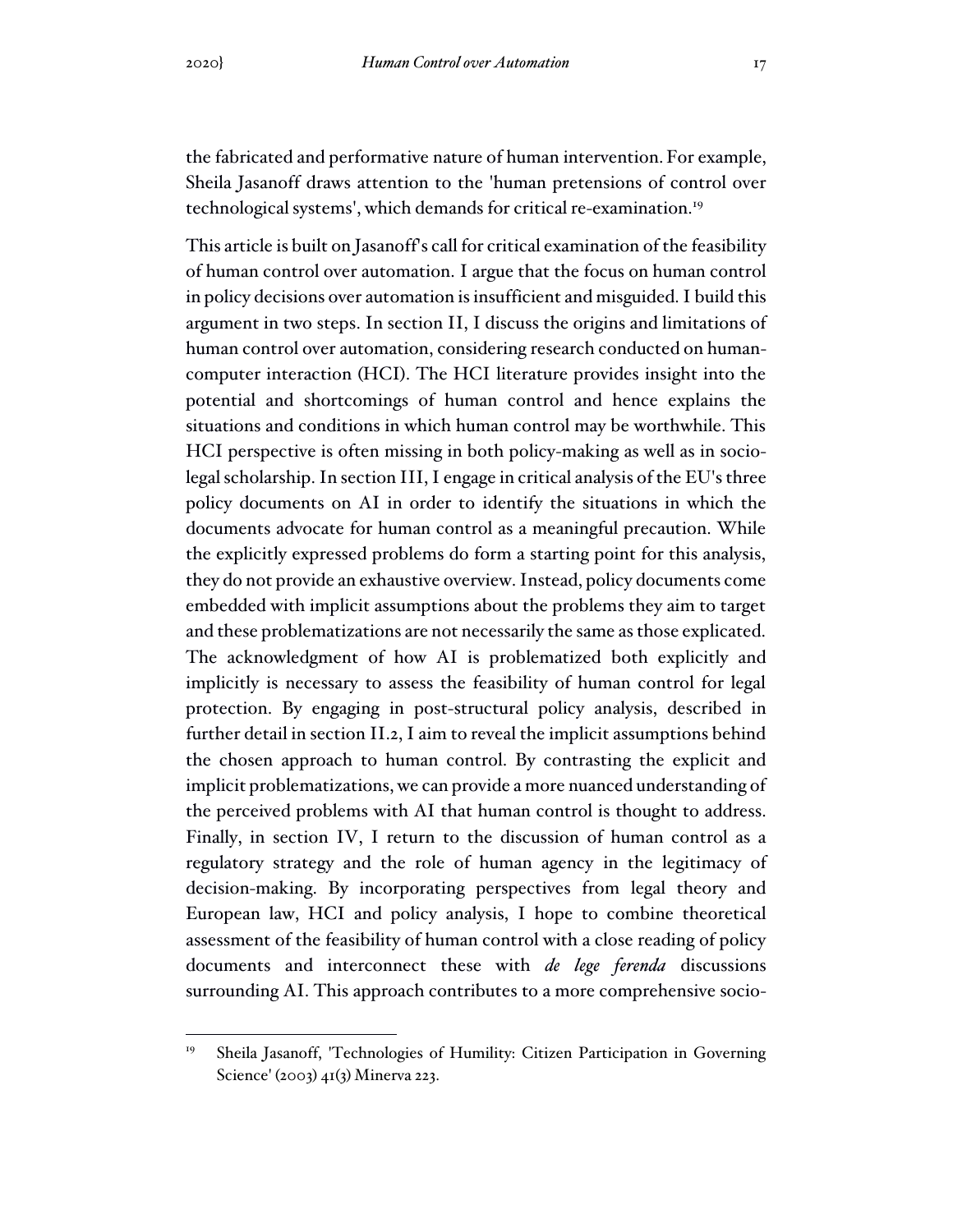the fabricated and performative nature of human intervention. For example, Sheila Jasanoff draws attention to the 'human pretensions of control over technological systems', which demands for critical re-examination.[19]

This article is built on Jasanoff's call for critical examination of the feasibility of human control over automation. I argue that the focus on human control in policy decisions over automation is insufficient and misguided. I build this argument in two steps. In section II, I discuss the origins and limitations of human control over automation, considering research conducted on human-computer interaction (HCI). The HCI literature provides insight into the potential and shortcomings of human control and hence explains the situations and conditions in which human control may be worthwhile. This HCI perspective is often missing in both policy-making as well as in socio-legal scholarship. In section III, I engage in critical analysis of the EU's three policy documents on AI in order to identify the situations in which the documents advocate for human control as a meaningful precaution. While the explicitly expressed problems do form a starting point for this analysis, they do not provide an exhaustive overview. Instead, policy documents come embedded with implicit assumptions about the problems they aim to target and these problematizations are not necessarily the same as those explicated. The acknowledgment of how AI is problematized both explicitly and implicitly is necessary to assess the feasibility of human control for legal protection. By engaging in post-structural policy analysis, described in further detail in section II.2, I aim to reveal the implicit assumptions behind the chosen approach to human control. By contrasting the explicit and implicit problematizations, we can provide a more nuanced understanding of the perceived problems with AI that human control is thought to address. Finally, in section IV, I return to the discussion of human control as a regulatory strategy and the role of human agency in the legitimacy of decision-making. By incorporating perspectives from legal theory and European law, HCI and policy analysis, I hope to combine theoretical assessment of the feasibility of human control with a close reading of policy documents and interconnect these with *de lege ferenda* discussions surrounding AI. This approach contributes to a more comprehensive socio-

[19] Sheila Jasanoff, 'Technologies of Humility: Citizen Participation in Governing Science' (2003) 41(3) Minerva 223.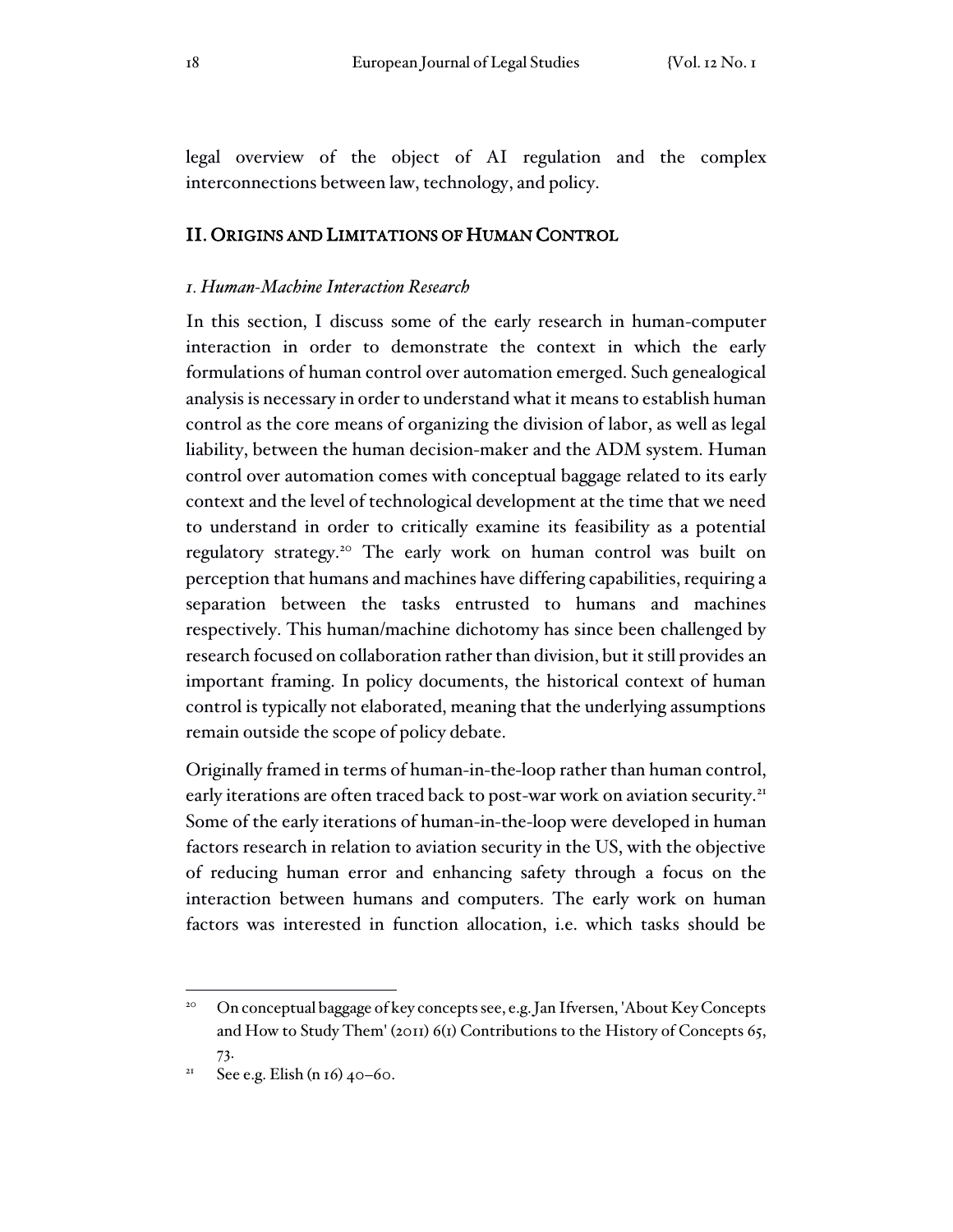legal overview of the object of AI regulation and the complex interconnections between law, technology, and policy.

## II. Origins and Limitations of Human Control

### *1. Human-Machine Interaction Research*

In this section, I discuss some of the early research in human-computer interaction in order to demonstrate the context in which the early formulations of human control over automation emerged. Such genealogical analysis is necessary in order to understand what it means to establish human control as the core means of organizing the division of labor, as well as legal liability, between the human decision-maker and the ADM system. Human control over automation comes with conceptual baggage related to its early context and the level of technological development at the time that we need to understand in order to critically examine its feasibility as a potential regulatory strategy.[20] The early work on human control was built on perception that humans and machines have differing capabilities, requiring a separation between the tasks entrusted to humans and machines respectively. This human/machine dichotomy has since been challenged by research focused on collaboration rather than division, but it still provides an important framing. In policy documents, the historical context of human control is typically not elaborated, meaning that the underlying assumptions remain outside the scope of policy debate.

Originally framed in terms of human-in-the-loop rather than human control, early iterations are often traced back to post-war work on aviation security.[21] Some of the early iterations of human-in-the-loop were developed in human factors research in relation to aviation security in the US, with the objective of reducing human error and enhancing safety through a focus on the interaction between humans and computers. The early work on human factors was interested in function allocation, i.e. which tasks should be

---

[20] On conceptual baggage of key concepts see, e.g. Jan Ifversen, 'About Key Concepts and How to Study Them' (2011) 6(1) Contributions to the History of Concepts 65, 73.

[21] See e.g. Elish (n 16) 40–60.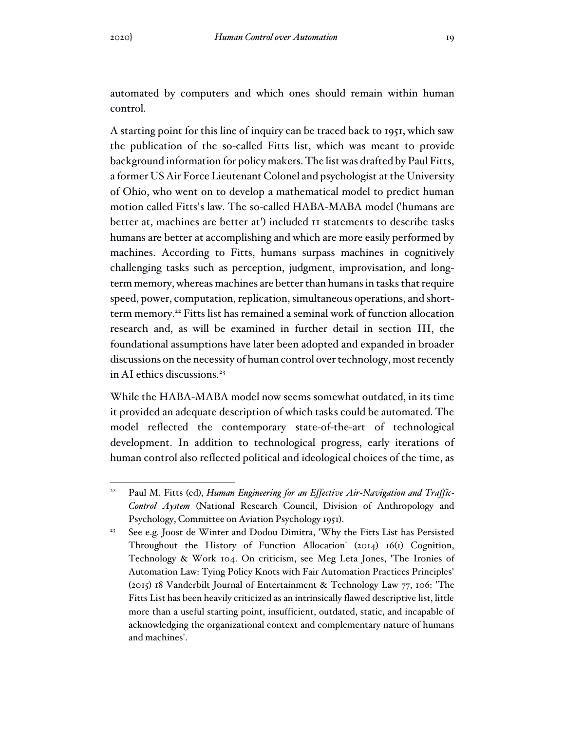automated by computers and which ones should remain within human control.

A starting point for this line of inquiry can be traced back to 1951, which saw the publication of the so-called Fitts list, which was meant to provide background information for policy makers. The list was drafted by Paul Fitts, a former US Air Force Lieutenant Colonel and psychologist at the University of Ohio, who went on to develop a mathematical model to predict human motion called Fitts's law. The so-called HABA-MABA model ('humans are better at, machines are better at') included 11 statements to describe tasks humans are better at accomplishing and which are more easily performed by machines. According to Fitts, humans surpass machines in cognitively challenging tasks such as perception, judgment, improvisation, and long-term memory, whereas machines are better than humans in tasks that require speed, power, computation, replication, simultaneous operations, and short-term memory.[22] Fitts list has remained a seminal work of function allocation research and, as will be examined in further detail in section III, the foundational assumptions have later been adopted and expanded in broader discussions on the necessity of human control over technology, most recently in AI ethics discussions.[23]

While the HABA-MABA model now seems somewhat outdated, in its time it provided an adequate description of which tasks could be automated. The model reflected the contemporary state-of-the-art of technological development. In addition to technological progress, early iterations of human control also reflected political and ideological choices of the time, as

---

[22] Paul M. Fitts (ed), *Human Engineering for an Effective Air-Navigation and Traffic-Control Aystem* (National Research Council, Division of Anthropology and Psychology, Committee on Aviation Psychology 1951).

[23] See e.g. Joost de Winter and Dodou Dimitra, 'Why the Fitts List has Persisted Throughout the History of Function Allocation' (2014) 16(1) Cognition, Technology & Work 104. On criticism, see Meg Leta Jones, 'The Ironies of Automation Law: Tying Policy Knots with Fair Automation Practices Principles' (2015) 18 Vanderbilt Journal of Entertainment & Technology Law 77, 106: 'The Fitts List has been heavily criticized as an intrinsically flawed descriptive list, little more than a useful starting point, insufficient, outdated, static, and incapable of acknowledging the organizational context and complementary nature of humans and machines'.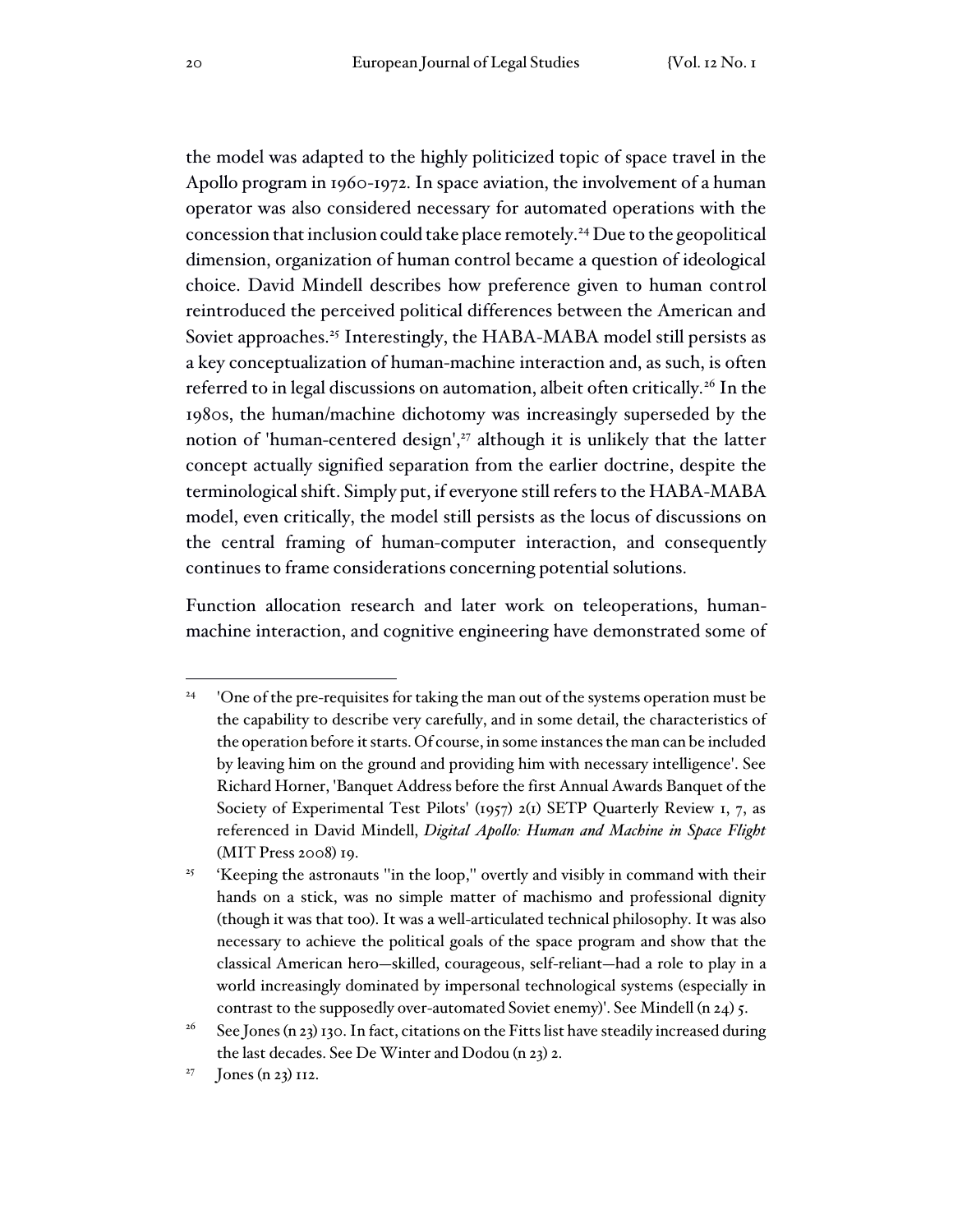the model was adapted to the highly politicized topic of space travel in the Apollo program in 1960-1972. In space aviation, the involvement of a human operator was also considered necessary for automated operations with the concession that inclusion could take place remotely.[24] Due to the geopolitical dimension, organization of human control became a question of ideological choice. David Mindell describes how preference given to human control reintroduced the perceived political differences between the American and Soviet approaches.[25] Interestingly, the HABA-MABA model still persists as a key conceptualization of human-machine interaction and, as such, is often referred to in legal discussions on automation, albeit often critically.[26] In the 1980s, the human/machine dichotomy was increasingly superseded by the notion of 'human-centered design',[27] although it is unlikely that the latter concept actually signified separation from the earlier doctrine, despite the terminological shift. Simply put, if everyone still refers to the HABA-MABA model, even critically, the model still persists as the locus of discussions on the central framing of human-computer interaction, and consequently continues to frame considerations concerning potential solutions.

Function allocation research and later work on teleoperations, human-machine interaction, and cognitive engineering have demonstrated some of

---

[24] 'One of the pre-requisites for taking the man out of the systems operation must be the capability to describe very carefully, and in some detail, the characteristics of the operation before it starts. Of course, in some instances the man can be included by leaving him on the ground and providing him with necessary intelligence'. See Richard Horner, 'Banquet Address before the first Annual Awards Banquet of the Society of Experimental Test Pilots' (1957) 2(1) SETP Quarterly Review 1, 7, as referenced in David Mindell, *Digital Apollo: Human and Machine in Space Flight* (MIT Press 2008) 19.

[25] 'Keeping the astronauts "in the loop," overtly and visibly in command with their hands on a stick, was no simple matter of machismo and professional dignity (though it was that too). It was a well-articulated technical philosophy. It was also necessary to achieve the political goals of the space program and show that the classical American hero—skilled, courageous, self-reliant—had a role to play in a world increasingly dominated by impersonal technological systems (especially in contrast to the supposedly over-automated Soviet enemy)'. See Mindell (n 24) 5.

[26] See Jones (n 23) 130. In fact, citations on the Fitts list have steadily increased during the last decades. See De Winter and Dodou (n 23) 2.

[27] Jones (n 23) 112.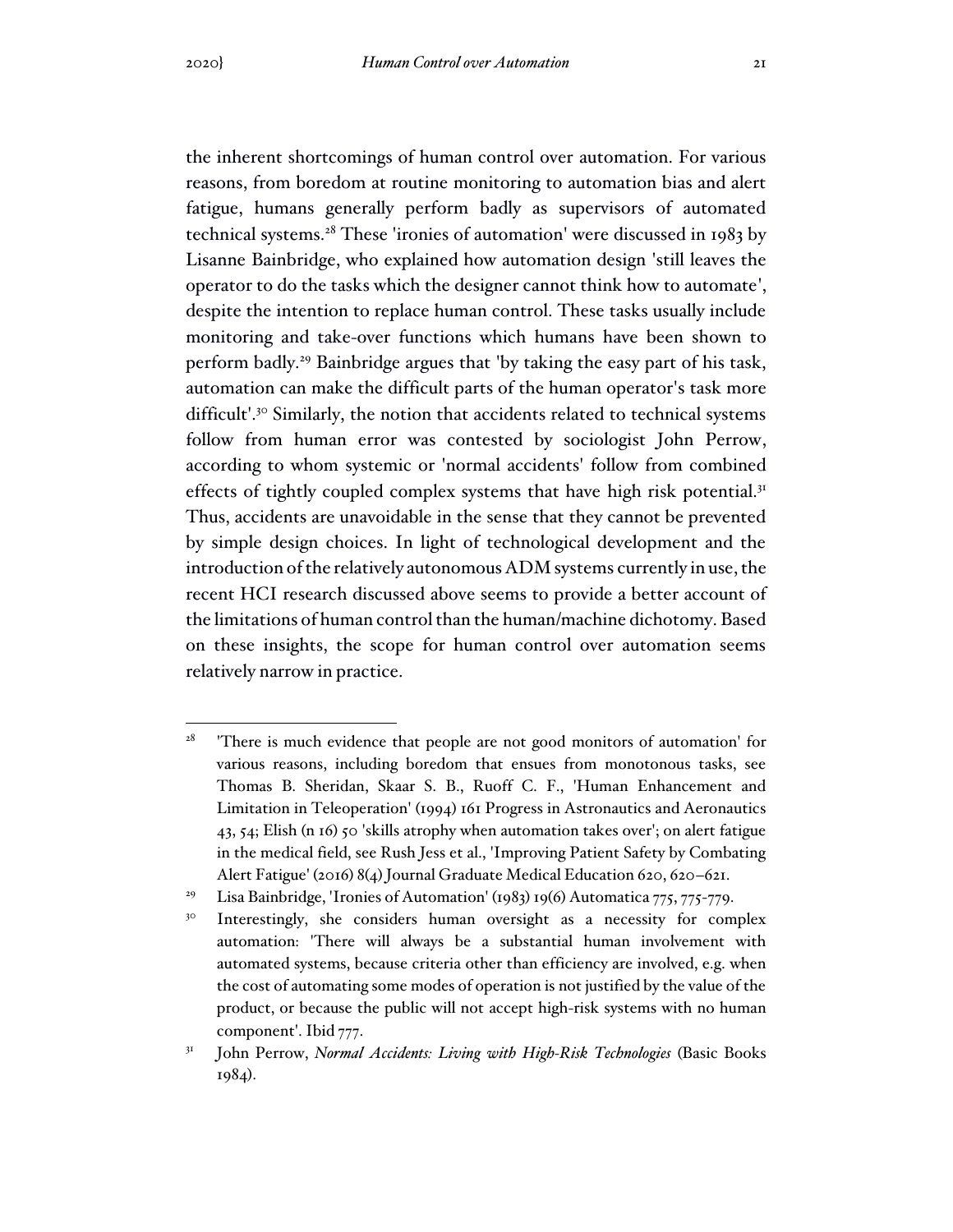the inherent shortcomings of human control over automation. For various reasons, from boredom at routine monitoring to automation bias and alert fatigue, humans generally perform badly as supervisors of automated technical systems.[28] These 'ironies of automation' were discussed in 1983 by Lisanne Bainbridge, who explained how automation design 'still leaves the operator to do the tasks which the designer cannot think how to automate', despite the intention to replace human control. These tasks usually include monitoring and take-over functions which humans have been shown to perform badly.[29] Bainbridge argues that 'by taking the easy part of his task, automation can make the difficult parts of the human operator's task more difficult'.[30] Similarly, the notion that accidents related to technical systems follow from human error was contested by sociologist John Perrow, according to whom systemic or 'normal accidents' follow from combined effects of tightly coupled complex systems that have high risk potential.[31] Thus, accidents are unavoidable in the sense that they cannot be prevented by simple design choices. In light of technological development and the introduction of the relatively autonomous ADM systems currently in use, the recent HCI research discussed above seems to provide a better account of the limitations of human control than the human/machine dichotomy. Based on these insights, the scope for human control over automation seems relatively narrow in practice.

---

[28] 'There is much evidence that people are not good monitors of automation' for various reasons, including boredom that ensues from monotonous tasks, see Thomas B. Sheridan, Skaar S. B., Ruoff C. F., 'Human Enhancement and Limitation in Teleoperation' (1994) 161 Progress in Astronautics and Aeronautics 43, 54; Elish (n 16) 50 'skills atrophy when automation takes over'; on alert fatigue in the medical field, see Rush Jess et al., 'Improving Patient Safety by Combating Alert Fatigue' (2016) 8(4) Journal Graduate Medical Education 620, 620–621.

[29] Lisa Bainbridge, 'Ironies of Automation' (1983) 19(6) Automatica 775, 775-779.

[30] Interestingly, she considers human oversight as a necessity for complex automation: 'There will always be a substantial human involvement with automated systems, because criteria other than efficiency are involved, e.g. when the cost of automating some modes of operation is not justified by the value of the product, or because the public will not accept high-risk systems with no human component'. Ibid 777.

[31] John Perrow, *Normal Accidents: Living with High-Risk Technologies* (Basic Books 1984).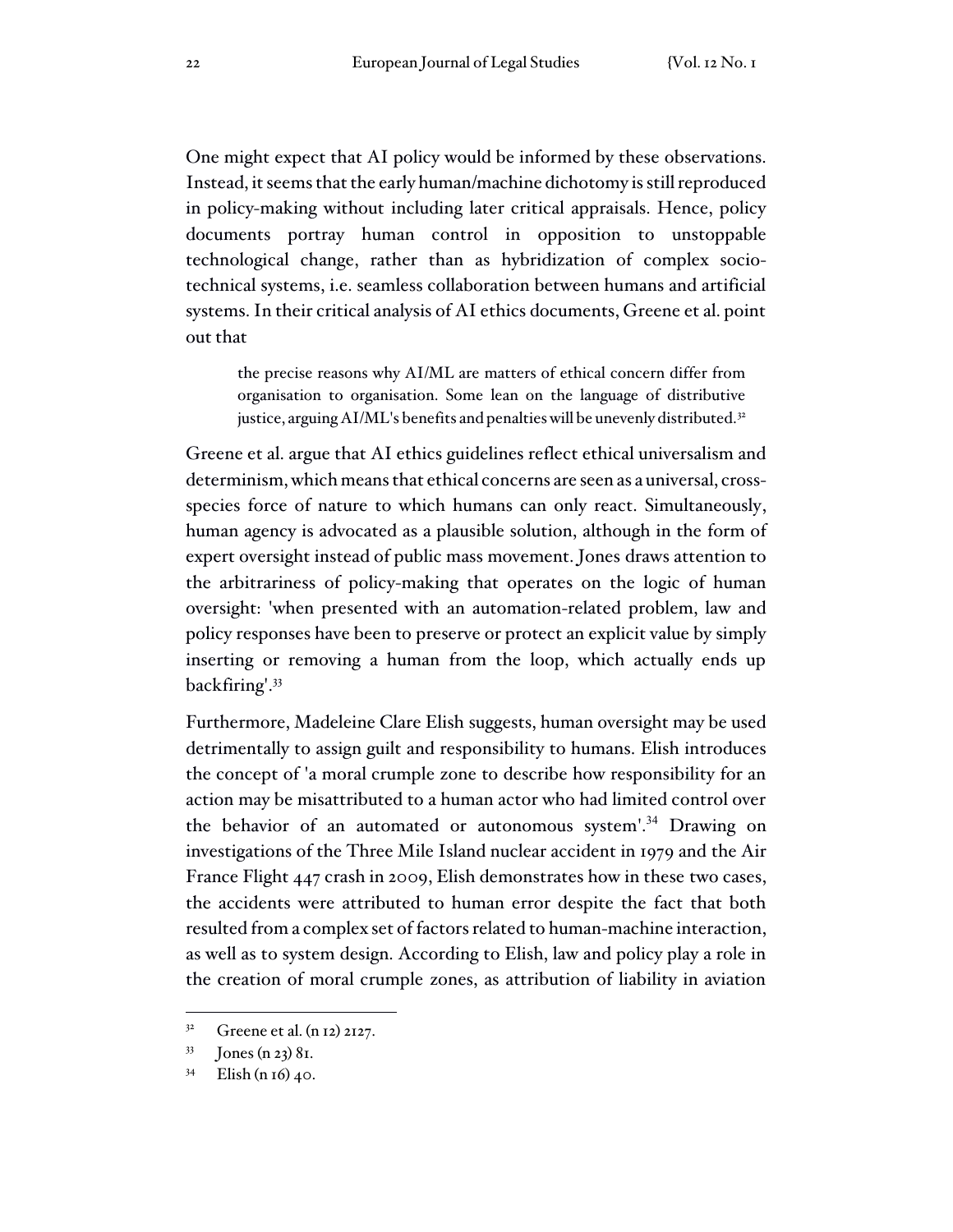One might expect that AI policy would be informed by these observations. Instead, it seems that the early human/machine dichotomy is still reproduced in policy-making without including later critical appraisals. Hence, policy documents portray human control in opposition to unstoppable technological change, rather than as hybridization of complex socio-technical systems, i.e. seamless collaboration between humans and artificial systems. In their critical analysis of AI ethics documents, Greene et al. point out that

> the precise reasons why AI/ML are matters of ethical concern differ from organisation to organisation. Some lean on the language of distributive justice, arguing AI/ML's benefits and penalties will be unevenly distributed.[32]

Greene et al. argue that AI ethics guidelines reflect ethical universalism and determinism, which means that ethical concerns are seen as a universal, cross-species force of nature to which humans can only react. Simultaneously, human agency is advocated as a plausible solution, although in the form of expert oversight instead of public mass movement. Jones draws attention to the arbitrariness of policy-making that operates on the logic of human oversight: 'when presented with an automation-related problem, law and policy responses have been to preserve or protect an explicit value by simply inserting or removing a human from the loop, which actually ends up backfiring'.[33]

Furthermore, Madeleine Clare Elish suggests, human oversight may be used detrimentally to assign guilt and responsibility to humans. Elish introduces the concept of 'a moral crumple zone to describe how responsibility for an action may be misattributed to a human actor who had limited control over the behavior of an automated or autonomous system'.[34] Drawing on investigations of the Three Mile Island nuclear accident in 1979 and the Air France Flight 447 crash in 2009, Elish demonstrates how in these two cases, the accidents were attributed to human error despite the fact that both resulted from a complex set of factors related to human-machine interaction, as well as to system design. According to Elish, law and policy play a role in the creation of moral crumple zones, as attribution of liability in aviation

---

[32] Greene et al. (n 12) 2127.

[33] Jones (n 23) 81.

[34] Elish (n 16) 40.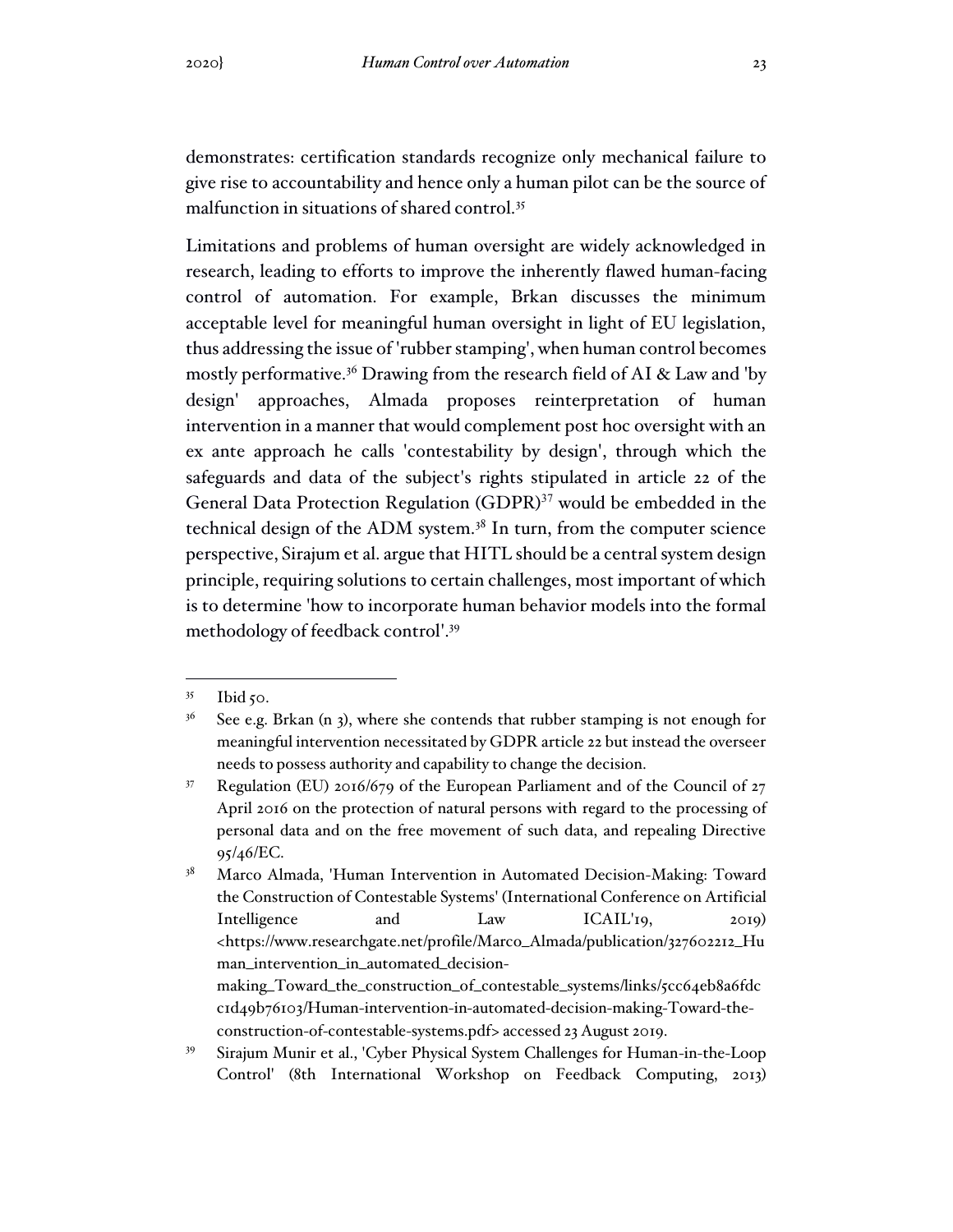demonstrates: certification standards recognize only mechanical failure to give rise to accountability and hence only a human pilot can be the source of malfunction in situations of shared control.[35]

Limitations and problems of human oversight are widely acknowledged in research, leading to efforts to improve the inherently flawed human-facing control of automation. For example, Brkan discusses the minimum acceptable level for meaningful human oversight in light of EU legislation, thus addressing the issue of 'rubber stamping', when human control becomes mostly performative.[36] Drawing from the research field of AI & Law and 'by design' approaches, Almada proposes reinterpretation of human intervention in a manner that would complement post hoc oversight with an ex ante approach he calls 'contestability by design', through which the safeguards and data of the subject's rights stipulated in article 22 of the General Data Protection Regulation (GDPR)[37] would be embedded in the technical design of the ADM system.[38] In turn, from the computer science perspective, Sirajum et al. argue that HITL should be a central system design principle, requiring solutions to certain challenges, most important of which is to determine 'how to incorporate human behavior models into the formal methodology of feedback control'.[39]

---

[35] Ibid 50.

[36] See e.g. Brkan (n 3), where she contends that rubber stamping is not enough for meaningful intervention necessitated by GDPR article 22 but instead the overseer needs to possess authority and capability to change the decision.

[37] Regulation (EU) 2016/679 of the European Parliament and of the Council of 27 April 2016 on the protection of natural persons with regard to the processing of personal data and on the free movement of such data, and repealing Directive 95/46/EC.

[38] Marco Almada, 'Human Intervention in Automated Decision-Making: Toward the Construction of Contestable Systems' (International Conference on Artificial Intelligence and Law ICAIL'19, 2019) <https://www.researchgate.net/profile/Marco_Almada/publication/327602212_Human_intervention_in_automated_decision-making_Toward_the_construction_of_contestable_systems/links/5cc64eb8a6fdc c1d49b76103/Human-intervention-in-automated-decision-making-Toward-the-construction-of-contestable-systems.pdf> accessed 23 August 2019.

[39] Sirajum Munir et al., 'Cyber Physical System Challenges for Human-in-the-Loop Control' (8th International Workshop on Feedback Computing, 2013)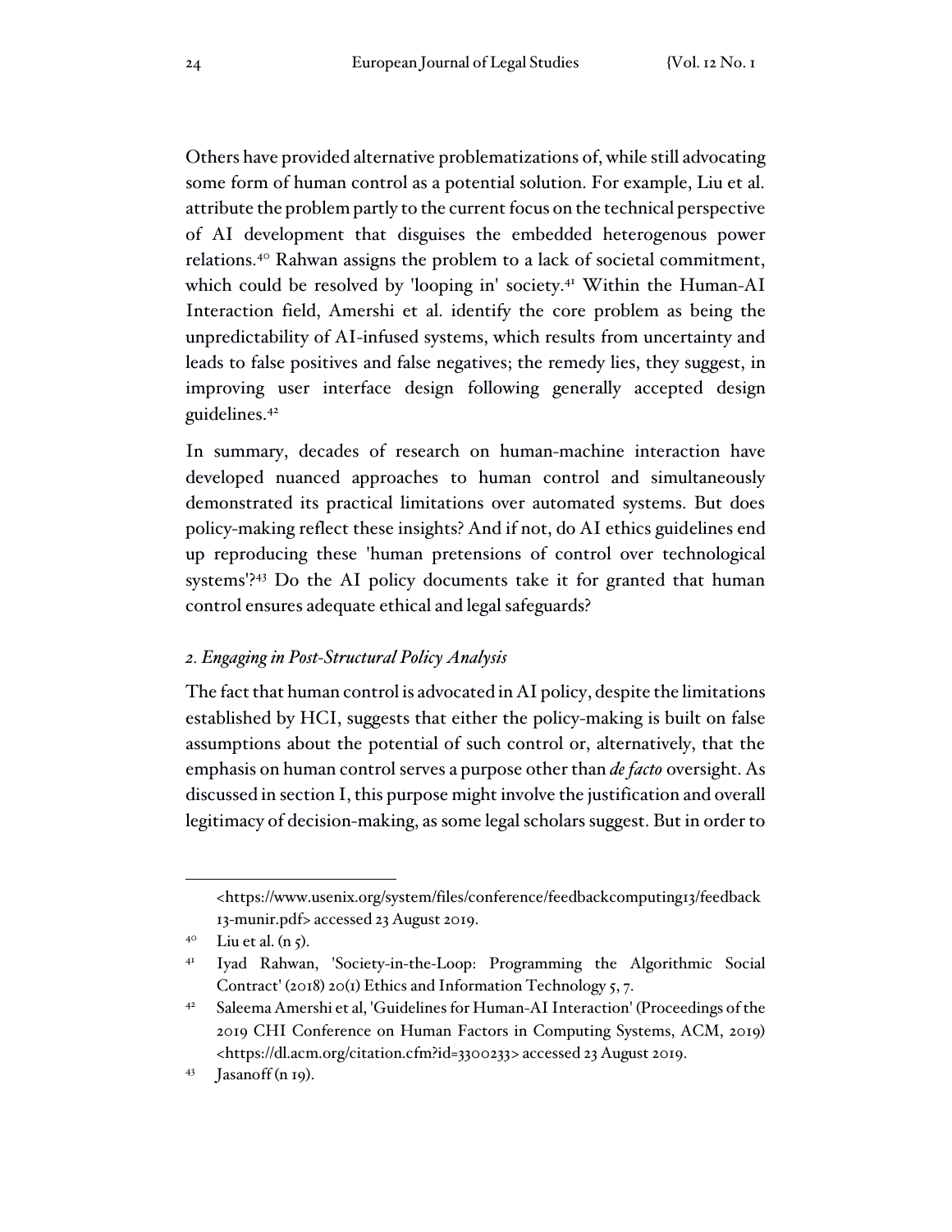Others have provided alternative problematizations of, while still advocating some form of human control as a potential solution. For example, Liu et al. attribute the problem partly to the current focus on the technical perspective of AI development that disguises the embedded heterogenous power relations.[40] Rahwan assigns the problem to a lack of societal commitment, which could be resolved by 'looping in' society.[41] Within the Human-AI Interaction field, Amershi et al. identify the core problem as being the unpredictability of AI-infused systems, which results from uncertainty and leads to false positives and false negatives; the remedy lies, they suggest, in improving user interface design following generally accepted design guidelines.[42]

In summary, decades of research on human-machine interaction have developed nuanced approaches to human control and simultaneously demonstrated its practical limitations over automated systems. But does policy-making reflect these insights? And if not, do AI ethics guidelines end up reproducing these 'human pretensions of control over technological systems'?[43] Do the AI policy documents take it for granted that human control ensures adequate ethical and legal safeguards?

### *2. Engaging in Post-Structural Policy Analysis*

The fact that human control is advocated in AI policy, despite the limitations established by HCI, suggests that either the policy-making is built on false assumptions about the potential of such control or, alternatively, that the emphasis on human control serves a purpose other than *de facto* oversight. As discussed in section I, this purpose might involve the justification and overall legitimacy of decision-making, as some legal scholars suggest. But in order to

---

<https://www.usenix.org/system/files/conference/feedbackcomputing13/feedback13-munir.pdf> accessed 23 August 2019.

[40] Liu et al. (n 5).

[41] Iyad Rahwan, 'Society-in-the-Loop: Programming the Algorithmic Social Contract' (2018) 20(1) Ethics and Information Technology 5, 7.

[42] Saleema Amershi et al, 'Guidelines for Human-AI Interaction' (Proceedings of the 2019 CHI Conference on Human Factors in Computing Systems, ACM, 2019) <https://dl.acm.org/citation.cfm?id=3300233> accessed 23 August 2019.

[43] Jasanoff (n 19).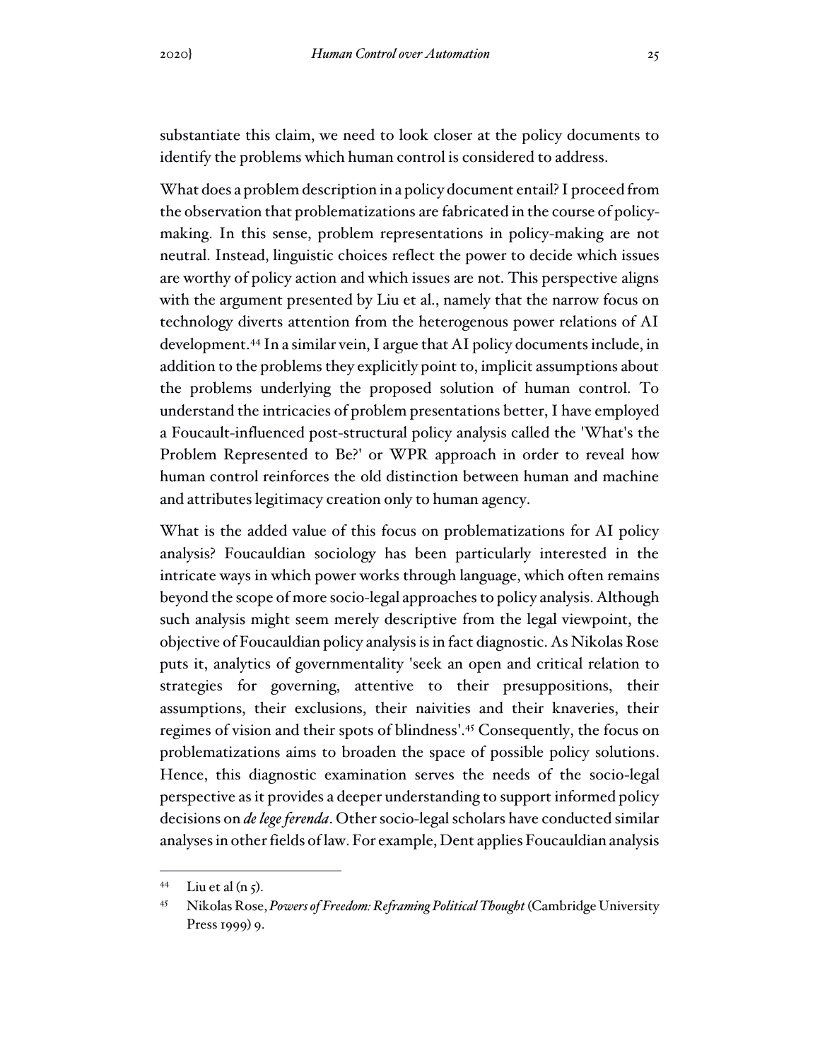substantiate this claim, we need to look closer at the policy documents to identify the problems which human control is considered to address.

What does a problem description in a policy document entail? I proceed from the observation that problematizations are fabricated in the course of policy-making. In this sense, problem representations in policy-making are not neutral. Instead, linguistic choices reflect the power to decide which issues are worthy of policy action and which issues are not. This perspective aligns with the argument presented by Liu et al., namely that the narrow focus on technology diverts attention from the heterogenous power relations of AI development.[44] In a similar vein, I argue that AI policy documents include, in addition to the problems they explicitly point to, implicit assumptions about the problems underlying the proposed solution of human control. To understand the intricacies of problem presentations better, I have employed a Foucault-influenced post-structural policy analysis called the 'What's the Problem Represented to Be?' or WPR approach in order to reveal how human control reinforces the old distinction between human and machine and attributes legitimacy creation only to human agency.

What is the added value of this focus on problematizations for AI policy analysis? Foucauldian sociology has been particularly interested in the intricate ways in which power works through language, which often remains beyond the scope of more socio-legal approaches to policy analysis. Although such analysis might seem merely descriptive from the legal viewpoint, the objective of Foucauldian policy analysis is in fact diagnostic. As Nikolas Rose puts it, analytics of governmentality 'seek an open and critical relation to strategies for governing, attentive to their presuppositions, their assumptions, their exclusions, their naivities and their knaveries, their regimes of vision and their spots of blindness'.[45] Consequently, the focus on problematizations aims to broaden the space of possible policy solutions. Hence, this diagnostic examination serves the needs of the socio-legal perspective as it provides a deeper understanding to support informed policy decisions on *de lege ferenda*. Other socio-legal scholars have conducted similar analyses in other fields of law. For example, Dent applies Foucauldian analysis

---

[44] Liu et al (n 5).

[45] Nikolas Rose, *Powers of Freedom: Reframing Political Thought* (Cambridge University Press 1999) 9.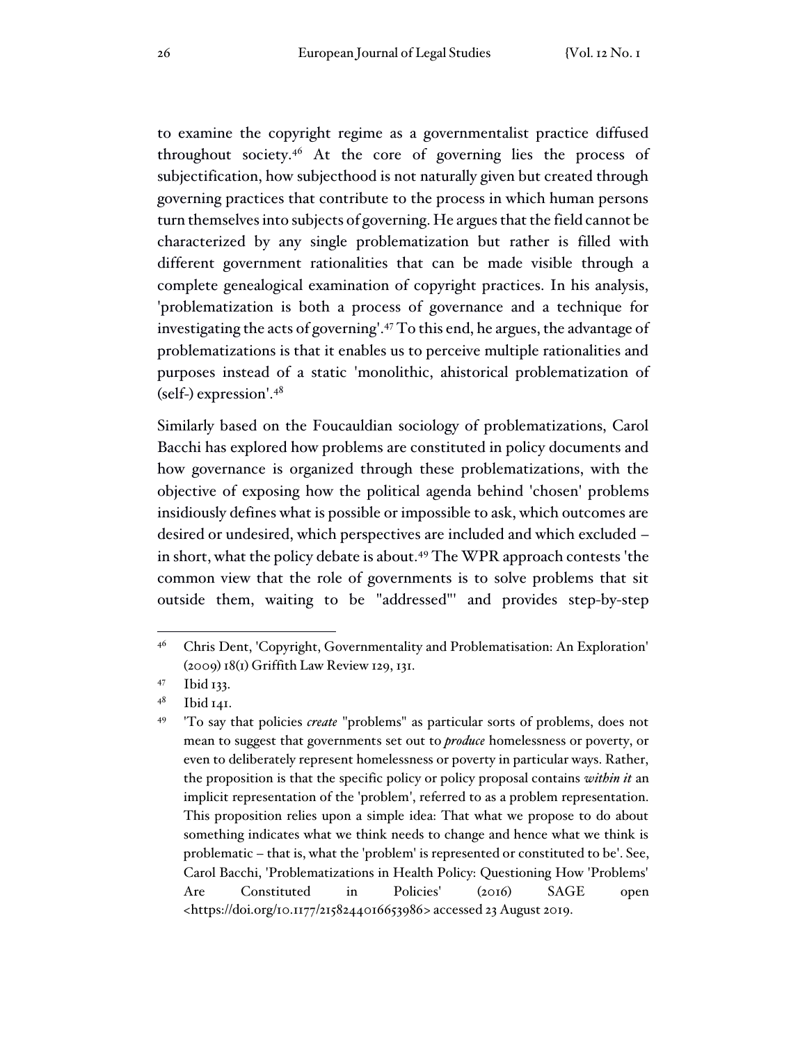to examine the copyright regime as a governmentalist practice diffused throughout society.[46] At the core of governing lies the process of subjectification, how subjecthood is not naturally given but created through governing practices that contribute to the process in which human persons turn themselves into subjects of governing. He argues that the field cannot be characterized by any single problematization but rather is filled with different government rationalities that can be made visible through a complete genealogical examination of copyright practices. In his analysis, 'problematization is both a process of governance and a technique for investigating the acts of governing'.[47] To this end, he argues, the advantage of problematizations is that it enables us to perceive multiple rationalities and purposes instead of a static 'monolithic, ahistorical problematization of (self-) expression'.[48]

Similarly based on the Foucauldian sociology of problematizations, Carol Bacchi has explored how problems are constituted in policy documents and how governance is organized through these problematizations, with the objective of exposing how the political agenda behind 'chosen' problems insidiously defines what is possible or impossible to ask, which outcomes are desired or undesired, which perspectives are included and which excluded – in short, what the policy debate is about.[49] The WPR approach contests 'the common view that the role of governments is to solve problems that sit outside them, waiting to be "addressed"' and provides step-by-step

---

[46] Chris Dent, 'Copyright, Governmentality and Problematisation: An Exploration' (2009) 18(1) Griffith Law Review 129, 131.

[47] Ibid 133.

[48] Ibid 141.

[49] 'To say that policies *create* "problems" as particular sorts of problems, does not mean to suggest that governments set out to ***produce*** homelessness or poverty, or even to deliberately represent homelessness or poverty in particular ways. Rather, the proposition is that the specific policy or policy proposal contains *within it* an implicit representation of the 'problem', referred to as a problem representation. This proposition relies upon a simple idea: That what we propose to do about something indicates what we think needs to change and hence what we think is problematic – that is, what the 'problem' is represented or constituted to be'. See, Carol Bacchi, 'Problematizations in Health Policy: Questioning How 'Problems' Are Constituted in Policies' (2016) SAGE open <https://doi.org/10.1177/2158244016653986> accessed 23 August 2019.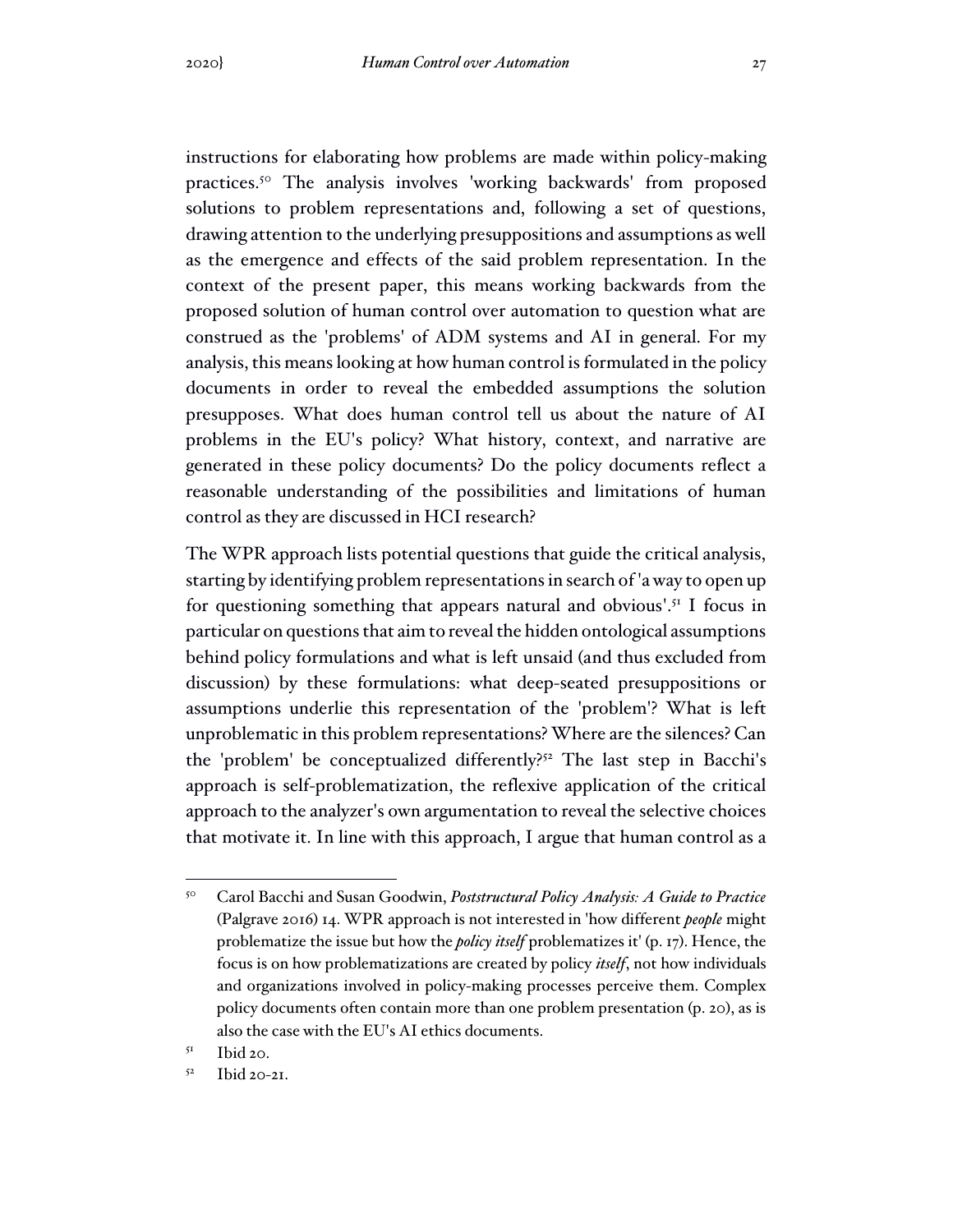instructions for elaborating how problems are made within policy-making practices.[50] The analysis involves 'working backwards' from proposed solutions to problem representations and, following a set of questions, drawing attention to the underlying presuppositions and assumptions as well as the emergence and effects of the said problem representation. In the context of the present paper, this means working backwards from the proposed solution of human control over automation to question what are construed as the 'problems' of ADM systems and AI in general. For my analysis, this means looking at how human control is formulated in the policy documents in order to reveal the embedded assumptions the solution presupposes. What does human control tell us about the nature of AI problems in the EU's policy? What history, context, and narrative are generated in these policy documents? Do the policy documents reflect a reasonable understanding of the possibilities and limitations of human control as they are discussed in HCI research?

The WPR approach lists potential questions that guide the critical analysis, starting by identifying problem representations in search of 'a way to open up for questioning something that appears natural and obvious'.[51] I focus in particular on questions that aim to reveal the hidden ontological assumptions behind policy formulations and what is left unsaid (and thus excluded from discussion) by these formulations: what deep-seated presuppositions or assumptions underlie this representation of the 'problem'? What is left unproblematic in this problem representations? Where are the silences? Can the 'problem' be conceptualized differently?[52] The last step in Bacchi's approach is self-problematization, the reflexive application of the critical approach to the analyzer's own argumentation to reveal the selective choices that motivate it. In line with this approach, I argue that human control as a

---

[50] Carol Bacchi and Susan Goodwin, *Poststructural Policy Analysis: A Guide to Practice* (Palgrave 2016) 14. WPR approach is not interested in 'how different *people* might problematize the issue but how the *policy itself* problematizes it' (p. 17). Hence, the focus is on how problematizations are created by policy *itself*, not how individuals and organizations involved in policy-making processes perceive them. Complex policy documents often contain more than one problem presentation (p. 20), as is also the case with the EU's AI ethics documents.

[51] Ibid 20.

[52] Ibid 20-21.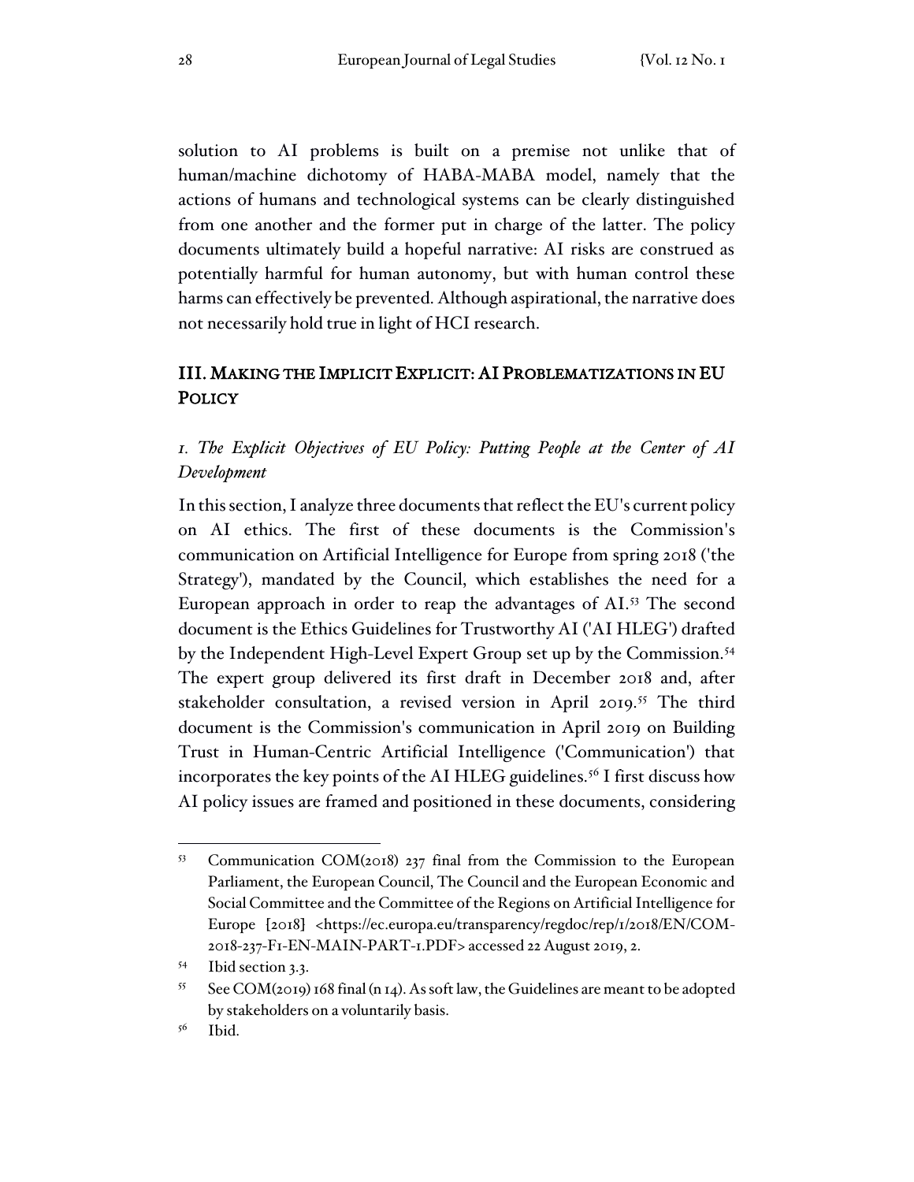solution to AI problems is built on a premise not unlike that of human/machine dichotomy of HABA-MABA model, namely that the actions of humans and technological systems can be clearly distinguished from one another and the former put in charge of the latter. The policy documents ultimately build a hopeful narrative: AI risks are construed as potentially harmful for human autonomy, but with human control these harms can effectively be prevented. Although aspirational, the narrative does not necessarily hold true in light of HCI research.

## III. MAKING THE IMPLICIT EXPLICIT: AI PROBLEMATIZATIONS IN EU POLICY

### *1. The Explicit Objectives of EU Policy: Putting People at the Center of AI Development*

In this section, I analyze three documents that reflect the EU's current policy on AI ethics. The first of these documents is the Commission's communication on Artificial Intelligence for Europe from spring 2018 ('the Strategy'), mandated by the Council, which establishes the need for a European approach in order to reap the advantages of AI.[53] The second document is the Ethics Guidelines for Trustworthy AI ('AI HLEG') drafted by the Independent High-Level Expert Group set up by the Commission.[54] The expert group delivered its first draft in December 2018 and, after stakeholder consultation, a revised version in April 2019.[55] The third document is the Commission's communication in April 2019 on Building Trust in Human-Centric Artificial Intelligence ('Communication') that incorporates the key points of the AI HLEG guidelines.[56] I first discuss how AI policy issues are framed and positioned in these documents, considering

---

[53] Communication COM(2018) 237 final from the Commission to the European Parliament, the European Council, The Council and the European Economic and Social Committee and the Committee of the Regions on Artificial Intelligence for Europe [2018] <https://ec.europa.eu/transparency/regdoc/rep/1/2018/EN/COM-2018-237-F1-EN-MAIN-PART-1.PDF> accessed 22 August 2019, 2.

[54] Ibid section 3.3.

[55] See COM(2019) 168 final (n 14). As soft law, the Guidelines are meant to be adopted by stakeholders on a voluntarily basis.

[56] Ibid.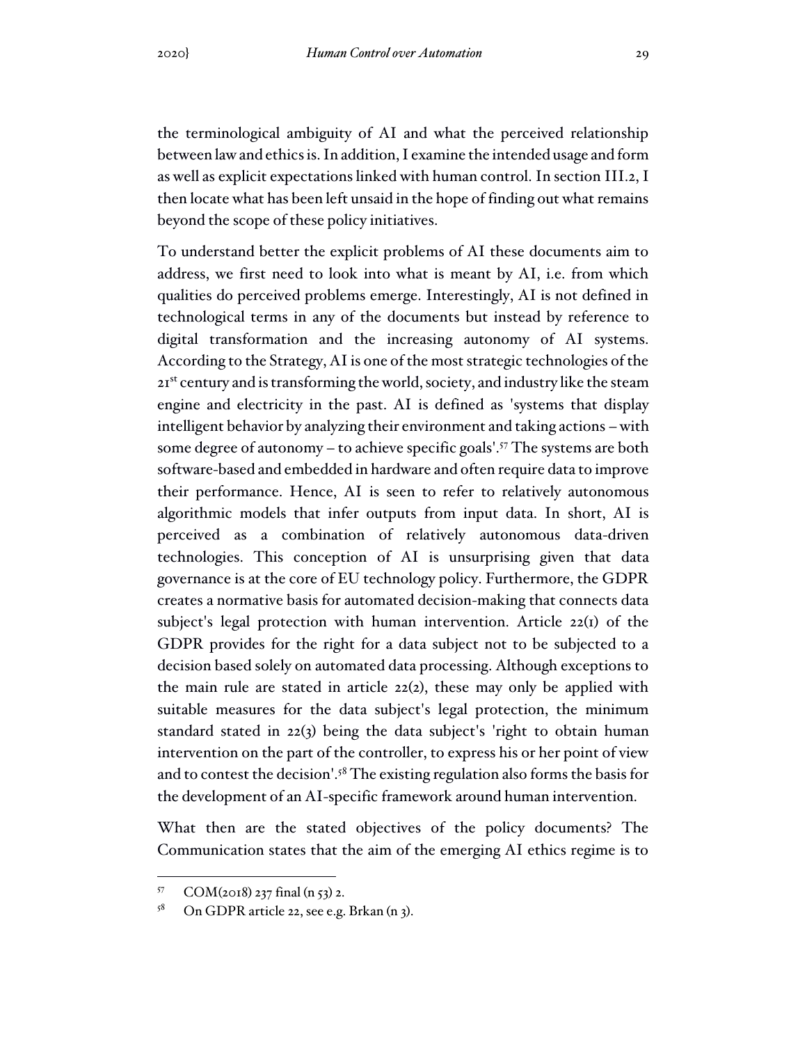the terminological ambiguity of AI and what the perceived relationship between law and ethics is. In addition, I examine the intended usage and form as well as explicit expectations linked with human control. In section III.2, I then locate what has been left unsaid in the hope of finding out what remains beyond the scope of these policy initiatives.

To understand better the explicit problems of AI these documents aim to address, we first need to look into what is meant by AI, i.e. from which qualities do perceived problems emerge. Interestingly, AI is not defined in technological terms in any of the documents but instead by reference to digital transformation and the increasing autonomy of AI systems. According to the Strategy, AI is one of the most strategic technologies of the 21st century and is transforming the world, society, and industry like the steam engine and electricity in the past. AI is defined as 'systems that display intelligent behavior by analyzing their environment and taking actions – with some degree of autonomy – to achieve specific goals'.[57] The systems are both software-based and embedded in hardware and often require data to improve their performance. Hence, AI is seen to refer to relatively autonomous algorithmic models that infer outputs from input data. In short, AI is perceived as a combination of relatively autonomous data-driven technologies. This conception of AI is unsurprising given that data governance is at the core of EU technology policy. Furthermore, the GDPR creates a normative basis for automated decision-making that connects data subject's legal protection with human intervention. Article 22(1) of the GDPR provides for the right for a data subject not to be subjected to a decision based solely on automated data processing. Although exceptions to the main rule are stated in article 22(2), these may only be applied with suitable measures for the data subject's legal protection, the minimum standard stated in 22(3) being the data subject's 'right to obtain human intervention on the part of the controller, to express his or her point of view and to contest the decision'.[58] The existing regulation also forms the basis for the development of an AI-specific framework around human intervention.

What then are the stated objectives of the policy documents? The Communication states that the aim of the emerging AI ethics regime is to

[57] COM(2018) 237 final (n 53) 2.

[58] On GDPR article 22, see e.g. Brkan (n 3).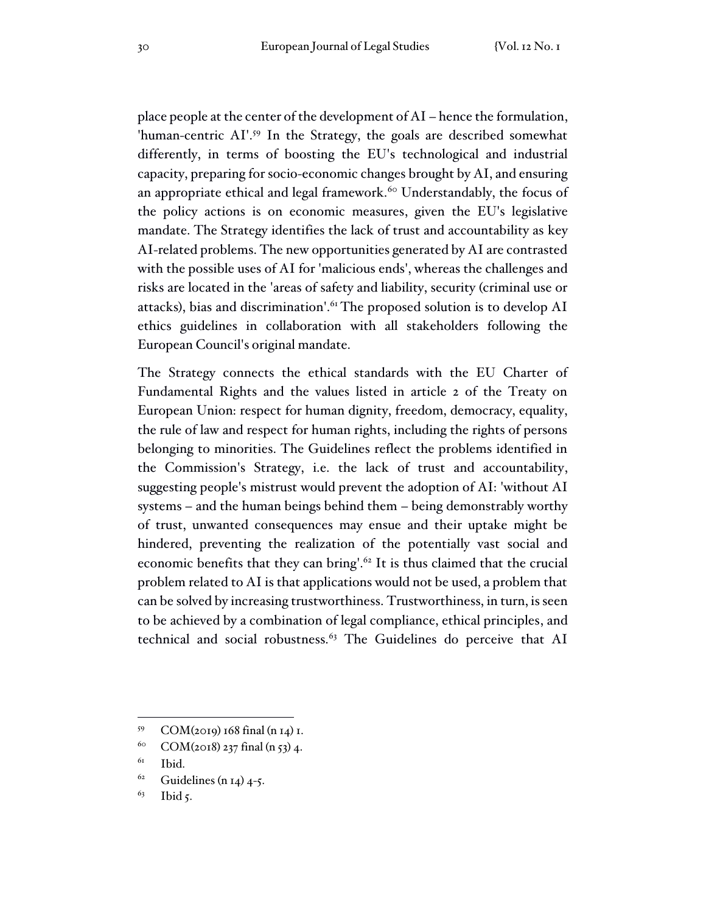place people at the center of the development of AI – hence the formulation, 'human-centric AI'.[59] In the Strategy, the goals are described somewhat differently, in terms of boosting the EU's technological and industrial capacity, preparing for socio-economic changes brought by AI, and ensuring an appropriate ethical and legal framework.[60] Understandably, the focus of the policy actions is on economic measures, given the EU's legislative mandate. The Strategy identifies the lack of trust and accountability as key AI-related problems. The new opportunities generated by AI are contrasted with the possible uses of AI for 'malicious ends', whereas the challenges and risks are located in the 'areas of safety and liability, security (criminal use or attacks), bias and discrimination'.[61] The proposed solution is to develop AI ethics guidelines in collaboration with all stakeholders following the European Council's original mandate.

The Strategy connects the ethical standards with the EU Charter of Fundamental Rights and the values listed in article 2 of the Treaty on European Union: respect for human dignity, freedom, democracy, equality, the rule of law and respect for human rights, including the rights of persons belonging to minorities. The Guidelines reflect the problems identified in the Commission's Strategy, i.e. the lack of trust and accountability, suggesting people's mistrust would prevent the adoption of AI: 'without AI systems – and the human beings behind them – being demonstrably worthy of trust, unwanted consequences may ensue and their uptake might be hindered, preventing the realization of the potentially vast social and economic benefits that they can bring'.[62] It is thus claimed that the crucial problem related to AI is that applications would not be used, a problem that can be solved by increasing trustworthiness. Trustworthiness, in turn, is seen to be achieved by a combination of legal compliance, ethical principles, and technical and social robustness.[63] The Guidelines do perceive that AI

---

[59] COM(2019) 168 final (n 14) 1.

[60] COM(2018) 237 final (n 53) 4.

[61] Ibid.

[62] Guidelines (n 14) 4-5.

[63] Ibid 5.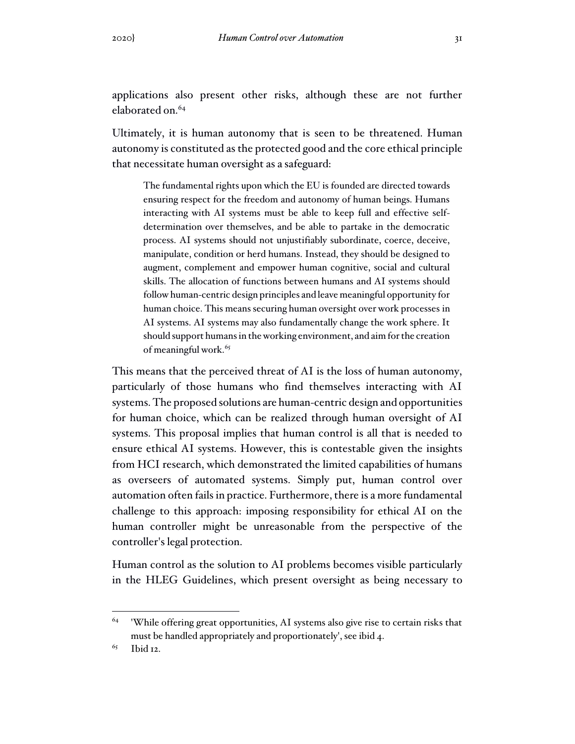applications also present other risks, although these are not further elaborated on.[64]

Ultimately, it is human autonomy that is seen to be threatened. Human autonomy is constituted as the protected good and the core ethical principle that necessitate human oversight as a safeguard:

> The fundamental rights upon which the EU is founded are directed towards ensuring respect for the freedom and autonomy of human beings. Humans interacting with AI systems must be able to keep full and effective self-determination over themselves, and be able to partake in the democratic process. AI systems should not unjustifiably subordinate, coerce, deceive, manipulate, condition or herd humans. Instead, they should be designed to augment, complement and empower human cognitive, social and cultural skills. The allocation of functions between humans and AI systems should follow human-centric design principles and leave meaningful opportunity for human choice. This means securing human oversight over work processes in AI systems. AI systems may also fundamentally change the work sphere. It should support humans in the working environment, and aim for the creation of meaningful work.[65]

This means that the perceived threat of AI is the loss of human autonomy, particularly of those humans who find themselves interacting with AI systems. The proposed solutions are human-centric design and opportunities for human choice, which can be realized through human oversight of AI systems. This proposal implies that human control is all that is needed to ensure ethical AI systems. However, this is contestable given the insights from HCI research, which demonstrated the limited capabilities of humans as overseers of automated systems. Simply put, human control over automation often fails in practice. Furthermore, there is a more fundamental challenge to this approach: imposing responsibility for ethical AI on the human controller might be unreasonable from the perspective of the controller's legal protection.

Human control as the solution to AI problems becomes visible particularly in the HLEG Guidelines, which present oversight as being necessary to

---

[64] 'While offering great opportunities, AI systems also give rise to certain risks that must be handled appropriately and proportionately', see ibid 4.

[65] Ibid 12.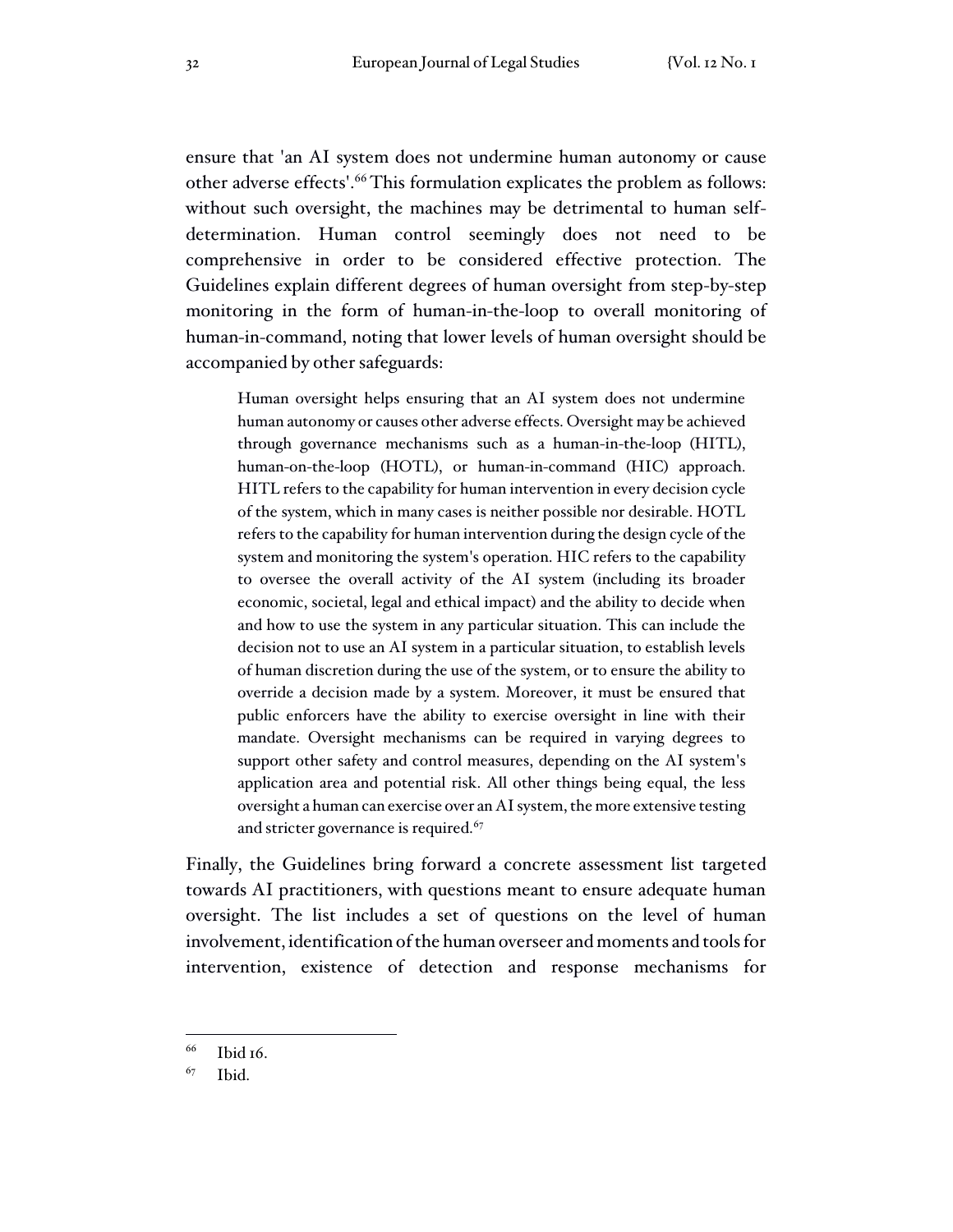ensure that 'an AI system does not undermine human autonomy or cause other adverse effects'.[66] This formulation explicates the problem as follows: without such oversight, the machines may be detrimental to human self-determination. Human control seemingly does not need to be comprehensive in order to be considered effective protection. The Guidelines explain different degrees of human oversight from step-by-step monitoring in the form of human-in-the-loop to overall monitoring of human-in-command, noting that lower levels of human oversight should be accompanied by other safeguards:

> Human oversight helps ensuring that an AI system does not undermine human autonomy or causes other adverse effects. Oversight may be achieved through governance mechanisms such as a human-in-the-loop (HITL), human-on-the-loop (HOTL), or human-in-command (HIC) approach. HITL refers to the capability for human intervention in every decision cycle of the system, which in many cases is neither possible nor desirable. HOTL refers to the capability for human intervention during the design cycle of the system and monitoring the system's operation. HIC refers to the capability to oversee the overall activity of the AI system (including its broader economic, societal, legal and ethical impact) and the ability to decide when and how to use the system in any particular situation. This can include the decision not to use an AI system in a particular situation, to establish levels of human discretion during the use of the system, or to ensure the ability to override a decision made by a system. Moreover, it must be ensured that public enforcers have the ability to exercise oversight in line with their mandate. Oversight mechanisms can be required in varying degrees to support other safety and control measures, depending on the AI system's application area and potential risk. All other things being equal, the less oversight a human can exercise over an AI system, the more extensive testing and stricter governance is required.[67]

Finally, the Guidelines bring forward a concrete assessment list targeted towards AI practitioners, with questions meant to ensure adequate human oversight. The list includes a set of questions on the level of human involvement, identification of the human overseer and moments and tools for intervention, existence of detection and response mechanisms for

---

[66] Ibid 16.

[67] Ibid.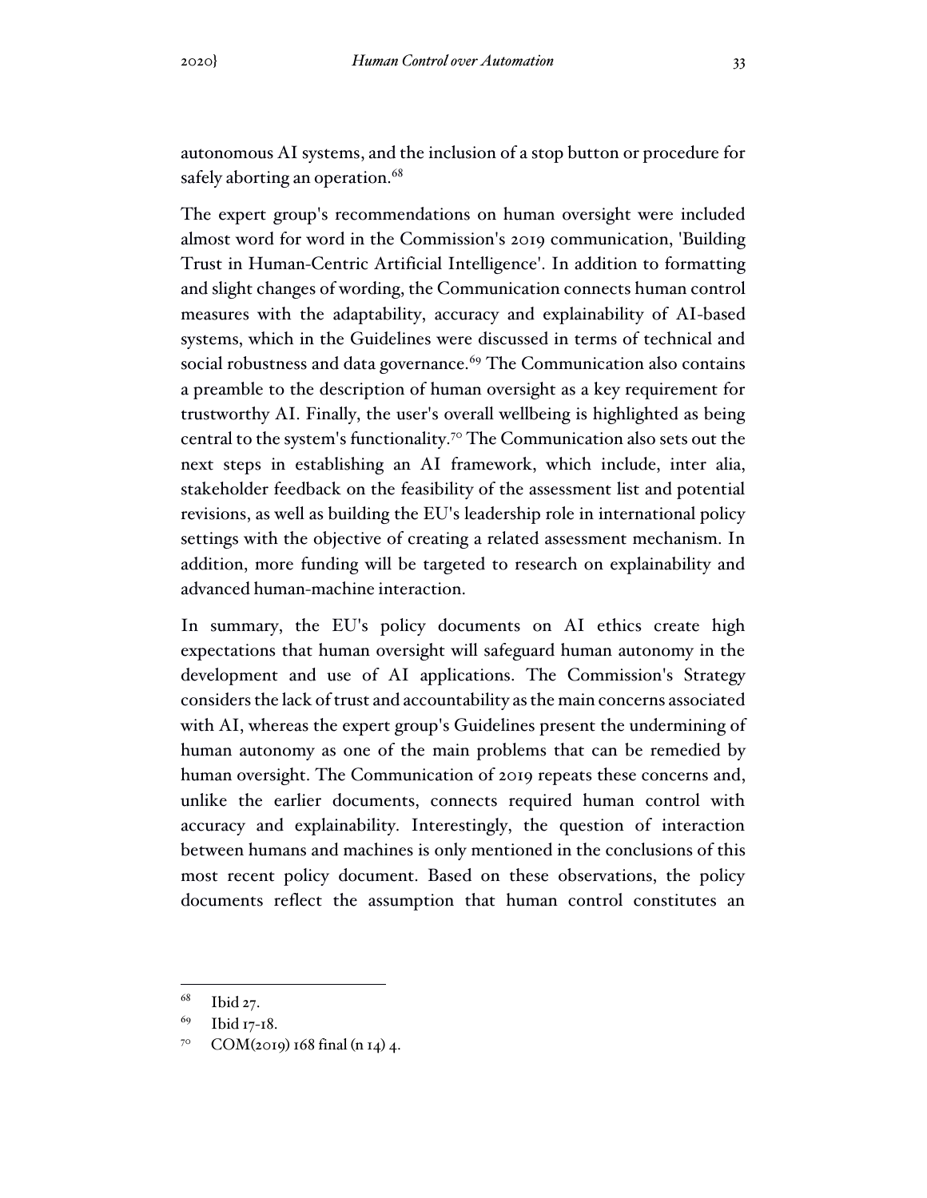autonomous AI systems, and the inclusion of a stop button or procedure for safely aborting an operation.[68]

The expert group's recommendations on human oversight were included almost word for word in the Commission's 2019 communication, 'Building Trust in Human-Centric Artificial Intelligence'. In addition to formatting and slight changes of wording, the Communication connects human control measures with the adaptability, accuracy and explainability of AI-based systems, which in the Guidelines were discussed in terms of technical and social robustness and data governance.[69] The Communication also contains a preamble to the description of human oversight as a key requirement for trustworthy AI. Finally, the user's overall wellbeing is highlighted as being central to the system's functionality.[70] The Communication also sets out the next steps in establishing an AI framework, which include, inter alia, stakeholder feedback on the feasibility of the assessment list and potential revisions, as well as building the EU's leadership role in international policy settings with the objective of creating a related assessment mechanism. In addition, more funding will be targeted to research on explainability and advanced human-machine interaction.

In summary, the EU's policy documents on AI ethics create high expectations that human oversight will safeguard human autonomy in the development and use of AI applications. The Commission's Strategy considers the lack of trust and accountability as the main concerns associated with AI, whereas the expert group's Guidelines present the undermining of human autonomy as one of the main problems that can be remedied by human oversight. The Communication of 2019 repeats these concerns and, unlike the earlier documents, connects required human control with accuracy and explainability. Interestingly, the question of interaction between humans and machines is only mentioned in the conclusions of this most recent policy document. Based on these observations, the policy documents reflect the assumption that human control constitutes an

---

[68] Ibid 27.

[69] Ibid 17-18.

[70] COM(2019) 168 final (n 14) 4.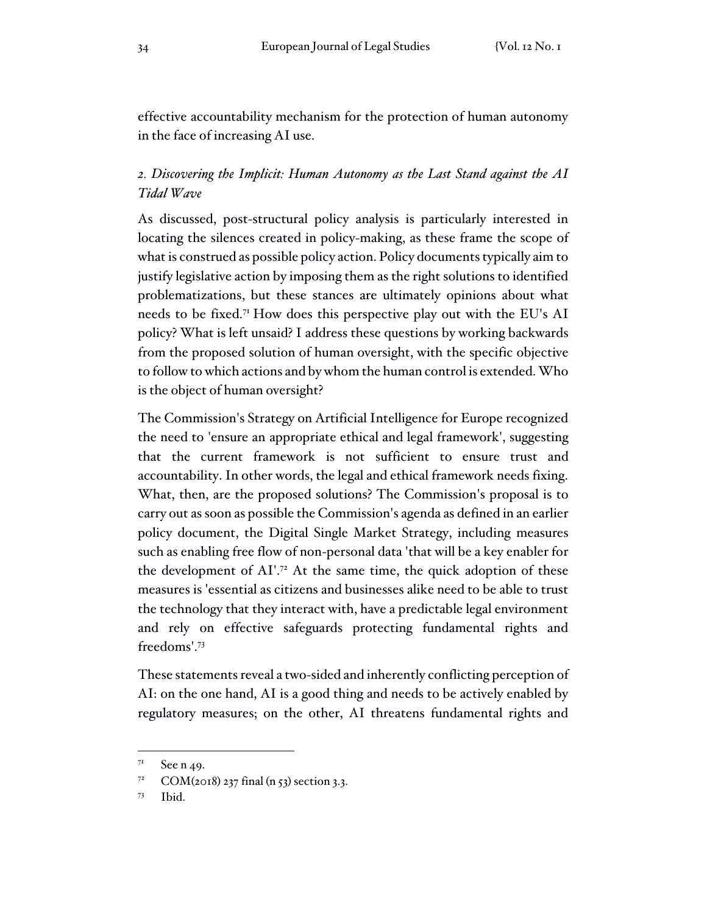effective accountability mechanism for the protection of human autonomy in the face of increasing AI use.

### *2. Discovering the Implicit: Human Autonomy as the Last Stand against the AI Tidal Wave*

As discussed, post-structural policy analysis is particularly interested in locating the silences created in policy-making, as these frame the scope of what is construed as possible policy action. Policy documents typically aim to justify legislative action by imposing them as the right solutions to identified problematizations, but these stances are ultimately opinions about what needs to be fixed.[71] How does this perspective play out with the EU's AI policy? What is left unsaid? I address these questions by working backwards from the proposed solution of human oversight, with the specific objective to follow to which actions and by whom the human control is extended. Who is the object of human oversight?

The Commission's Strategy on Artificial Intelligence for Europe recognized the need to 'ensure an appropriate ethical and legal framework', suggesting that the current framework is not sufficient to ensure trust and accountability. In other words, the legal and ethical framework needs fixing. What, then, are the proposed solutions? The Commission's proposal is to carry out as soon as possible the Commission's agenda as defined in an earlier policy document, the Digital Single Market Strategy, including measures such as enabling free flow of non-personal data 'that will be a key enabler for the development of AI'.[72] At the same time, the quick adoption of these measures is 'essential as citizens and businesses alike need to be able to trust the technology that they interact with, have a predictable legal environment and rely on effective safeguards protecting fundamental rights and freedoms'.[73]

These statements reveal a two-sided and inherently conflicting perception of AI: on the one hand, AI is a good thing and needs to be actively enabled by regulatory measures; on the other, AI threatens fundamental rights and

---

[71] See n 49.

[72] COM(2018) 237 final (n 53) section 3.3.

[73] Ibid.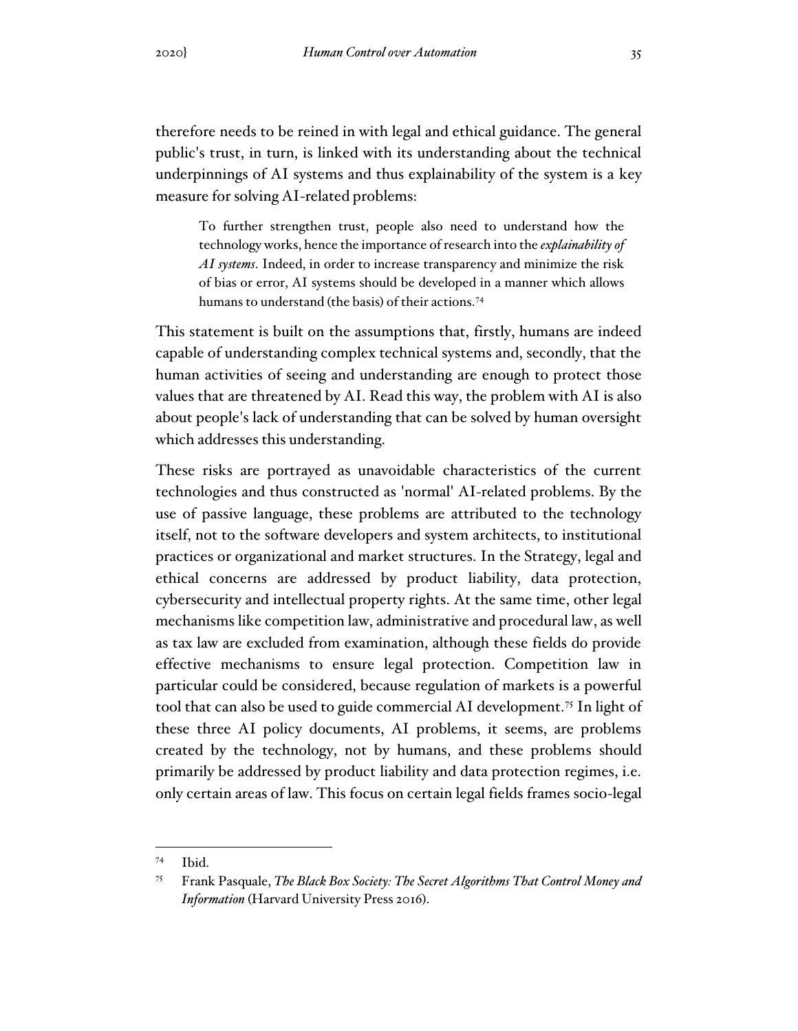therefore needs to be reined in with legal and ethical guidance. The general public's trust, in turn, is linked with its understanding about the technical underpinnings of AI systems and thus explainability of the system is a key measure for solving AI-related problems:

> To further strengthen trust, people also need to understand how the technology works, hence the importance of research into the *explainability of AI systems*. Indeed, in order to increase transparency and minimize the risk of bias or error, AI systems should be developed in a manner which allows humans to understand (the basis) of their actions.[74]

This statement is built on the assumptions that, firstly, humans are indeed capable of understanding complex technical systems and, secondly, that the human activities of seeing and understanding are enough to protect those values that are threatened by AI. Read this way, the problem with AI is also about people's lack of understanding that can be solved by human oversight which addresses this understanding.

These risks are portrayed as unavoidable characteristics of the current technologies and thus constructed as 'normal' AI-related problems. By the use of passive language, these problems are attributed to the technology itself, not to the software developers and system architects, to institutional practices or organizational and market structures. In the Strategy, legal and ethical concerns are addressed by product liability, data protection, cybersecurity and intellectual property rights. At the same time, other legal mechanisms like competition law, administrative and procedural law, as well as tax law are excluded from examination, although these fields do provide effective mechanisms to ensure legal protection. Competition law in particular could be considered, because regulation of markets is a powerful tool that can also be used to guide commercial AI development.[75] In light of these three AI policy documents, AI problems, it seems, are problems created by the technology, not by humans, and these problems should primarily be addressed by product liability and data protection regimes, i.e. only certain areas of law. This focus on certain legal fields frames socio-legal

---

[74] Ibid.

[75] Frank Pasquale, *The Black Box Society: The Secret Algorithms That Control Money and Information* (Harvard University Press 2016).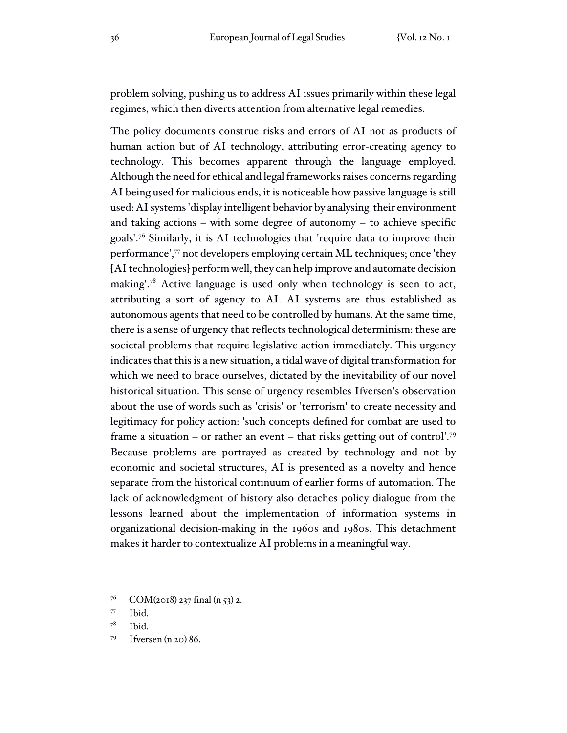problem solving, pushing us to address AI issues primarily within these legal regimes, which then diverts attention from alternative legal remedies.

The policy documents construe risks and errors of AI not as products of human action but of AI technology, attributing error-creating agency to technology. This becomes apparent through the language employed. Although the need for ethical and legal frameworks raises concerns regarding AI being used for malicious ends, it is noticeable how passive language is still used: AI systems 'display intelligent behavior by analysing their environment and taking actions – with some degree of autonomy – to achieve specific goals'.[76] Similarly, it is AI technologies that 'require data to improve their performance',[77] not developers employing certain ML techniques; once 'they [AI technologies] perform well, they can help improve and automate decision making'.[78] Active language is used only when technology is seen to act, attributing a sort of agency to AI. AI systems are thus established as autonomous agents that need to be controlled by humans. At the same time, there is a sense of urgency that reflects technological determinism: these are societal problems that require legislative action immediately. This urgency indicates that this is a new situation, a tidal wave of digital transformation for which we need to brace ourselves, dictated by the inevitability of our novel historical situation. This sense of urgency resembles Ifversen's observation about the use of words such as 'crisis' or 'terrorism' to create necessity and legitimacy for policy action: 'such concepts defined for combat are used to frame a situation – or rather an event – that risks getting out of control'.[79] Because problems are portrayed as created by technology and not by economic and societal structures, AI is presented as a novelty and hence separate from the historical continuum of earlier forms of automation. The lack of acknowledgment of history also detaches policy dialogue from the lessons learned about the implementation of information systems in organizational decision-making in the 1960s and 1980s. This detachment makes it harder to contextualize AI problems in a meaningful way.

---

[76] COM(2018) 237 final (n 53) 2.

[77] Ibid.

[78] Ibid.

[79] Ifversen (n 20) 86.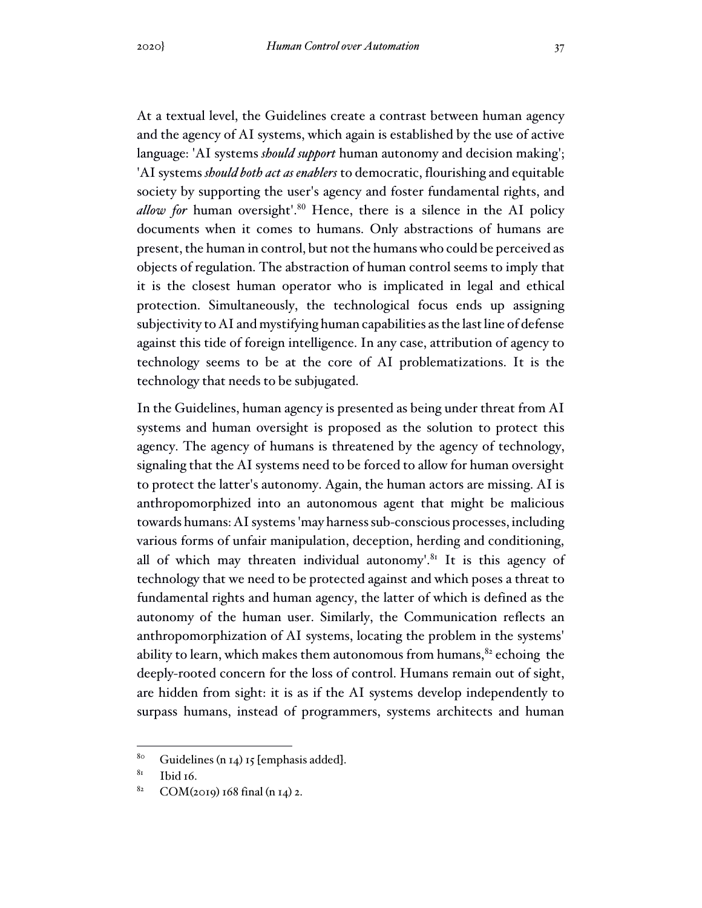At a textual level, the Guidelines create a contrast between human agency and the agency of AI systems, which again is established by the use of active language: 'AI systems *should support* human autonomy and decision making'; 'AI systems *should both act as enablers* to democratic, flourishing and equitable society by supporting the user's agency and foster fundamental rights, and *allow for* human oversight'.[80] Hence, there is a silence in the AI policy documents when it comes to humans. Only abstractions of humans are present, the human in control, but not the humans who could be perceived as objects of regulation. The abstraction of human control seems to imply that it is the closest human operator who is implicated in legal and ethical protection. Simultaneously, the technological focus ends up assigning subjectivity to AI and mystifying human capabilities as the last line of defense against this tide of foreign intelligence. In any case, attribution of agency to technology seems to be at the core of AI problematizations. It is the technology that needs to be subjugated.

In the Guidelines, human agency is presented as being under threat from AI systems and human oversight is proposed as the solution to protect this agency. The agency of humans is threatened by the agency of technology, signaling that the AI systems need to be forced to allow for human oversight to protect the latter's autonomy. Again, the human actors are missing. AI is anthropomorphized into an autonomous agent that might be malicious towards humans: AI systems 'may harness sub-conscious processes, including various forms of unfair manipulation, deception, herding and conditioning, all of which may threaten individual autonomy'.[81] It is this agency of technology that we need to be protected against and which poses a threat to fundamental rights and human agency, the latter of which is defined as the autonomy of the human user. Similarly, the Communication reflects an anthropomorphization of AI systems, locating the problem in the systems' ability to learn, which makes them autonomous from humans,[82] echoing the deeply-rooted concern for the loss of control. Humans remain out of sight, are hidden from sight: it is as if the AI systems develop independently to surpass humans, instead of programmers, systems architects and human

---

[80] Guidelines (n 14) 15 [emphasis added].

[81] Ibid 16.

[82] COM(2019) 168 final (n 14) 2.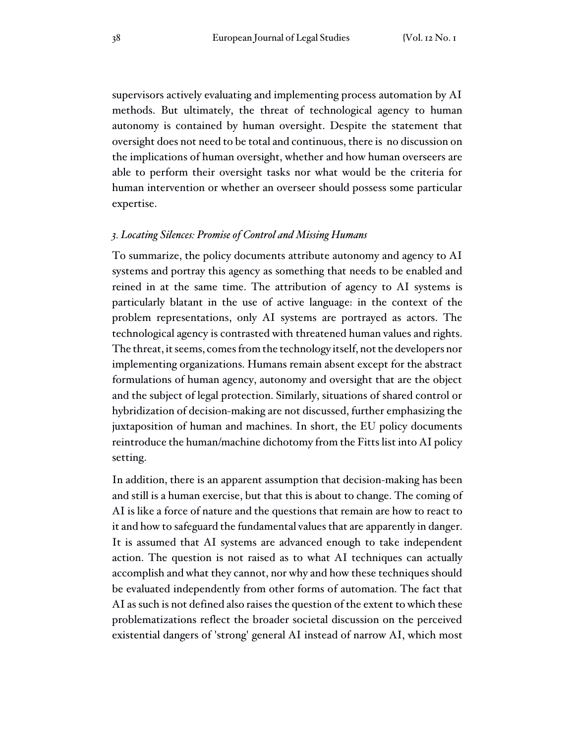supervisors actively evaluating and implementing process automation by AI methods. But ultimately, the threat of technological agency to human autonomy is contained by human oversight. Despite the statement that oversight does not need to be total and continuous, there is no discussion on the implications of human oversight, whether and how human overseers are able to perform their oversight tasks nor what would be the criteria for human intervention or whether an overseer should possess some particular expertise.

### *3. Locating Silences: Promise of Control and Missing Humans*

To summarize, the policy documents attribute autonomy and agency to AI systems and portray this agency as something that needs to be enabled and reined in at the same time. The attribution of agency to AI systems is particularly blatant in the use of active language: in the context of the problem representations, only AI systems are portrayed as actors. The technological agency is contrasted with threatened human values and rights. The threat, it seems, comes from the technology itself, not the developers nor implementing organizations. Humans remain absent except for the abstract formulations of human agency, autonomy and oversight that are the object and the subject of legal protection. Similarly, situations of shared control or hybridization of decision-making are not discussed, further emphasizing the juxtaposition of human and machines. In short, the EU policy documents reintroduce the human/machine dichotomy from the Fitts list into AI policy setting.

In addition, there is an apparent assumption that decision-making has been and still is a human exercise, but that this is about to change. The coming of AI is like a force of nature and the questions that remain are how to react to it and how to safeguard the fundamental values that are apparently in danger. It is assumed that AI systems are advanced enough to take independent action. The question is not raised as to what AI techniques can actually accomplish and what they cannot, nor why and how these techniques should be evaluated independently from other forms of automation. The fact that AI as such is not defined also raises the question of the extent to which these problematizations reflect the broader societal discussion on the perceived existential dangers of 'strong' general AI instead of narrow AI, which most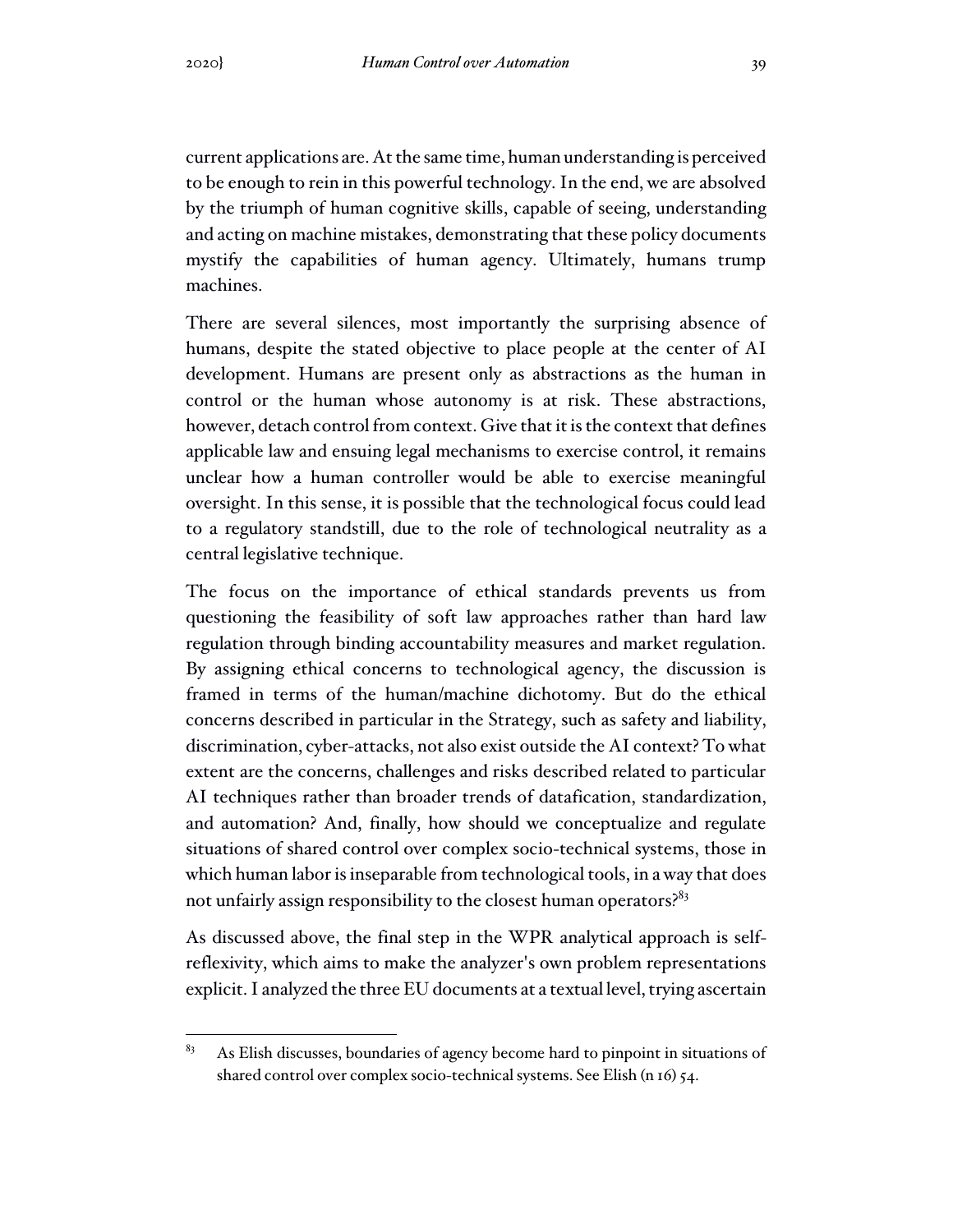current applications are. At the same time, human understanding is perceived to be enough to rein in this powerful technology. In the end, we are absolved by the triumph of human cognitive skills, capable of seeing, understanding and acting on machine mistakes, demonstrating that these policy documents mystify the capabilities of human agency. Ultimately, humans trump machines.

There are several silences, most importantly the surprising absence of humans, despite the stated objective to place people at the center of AI development. Humans are present only as abstractions as the human in control or the human whose autonomy is at risk. These abstractions, however, detach control from context. Give that it is the context that defines applicable law and ensuing legal mechanisms to exercise control, it remains unclear how a human controller would be able to exercise meaningful oversight. In this sense, it is possible that the technological focus could lead to a regulatory standstill, due to the role of technological neutrality as a central legislative technique.

The focus on the importance of ethical standards prevents us from questioning the feasibility of soft law approaches rather than hard law regulation through binding accountability measures and market regulation. By assigning ethical concerns to technological agency, the discussion is framed in terms of the human/machine dichotomy. But do the ethical concerns described in particular in the Strategy, such as safety and liability, discrimination, cyber-attacks, not also exist outside the AI context? To what extent are the concerns, challenges and risks described related to particular AI techniques rather than broader trends of datafication, standardization, and automation? And, finally, how should we conceptualize and regulate situations of shared control over complex socio-technical systems, those in which human labor is inseparable from technological tools, in a way that does not unfairly assign responsibility to the closest human operators?[83]

As discussed above, the final step in the WPR analytical approach is self-reflexivity, which aims to make the analyzer's own problem representations explicit. I analyzed the three EU documents at a textual level, trying ascertain

[83] As Elish discusses, boundaries of agency become hard to pinpoint in situations of shared control over complex socio-technical systems. See Elish (n 16) 54.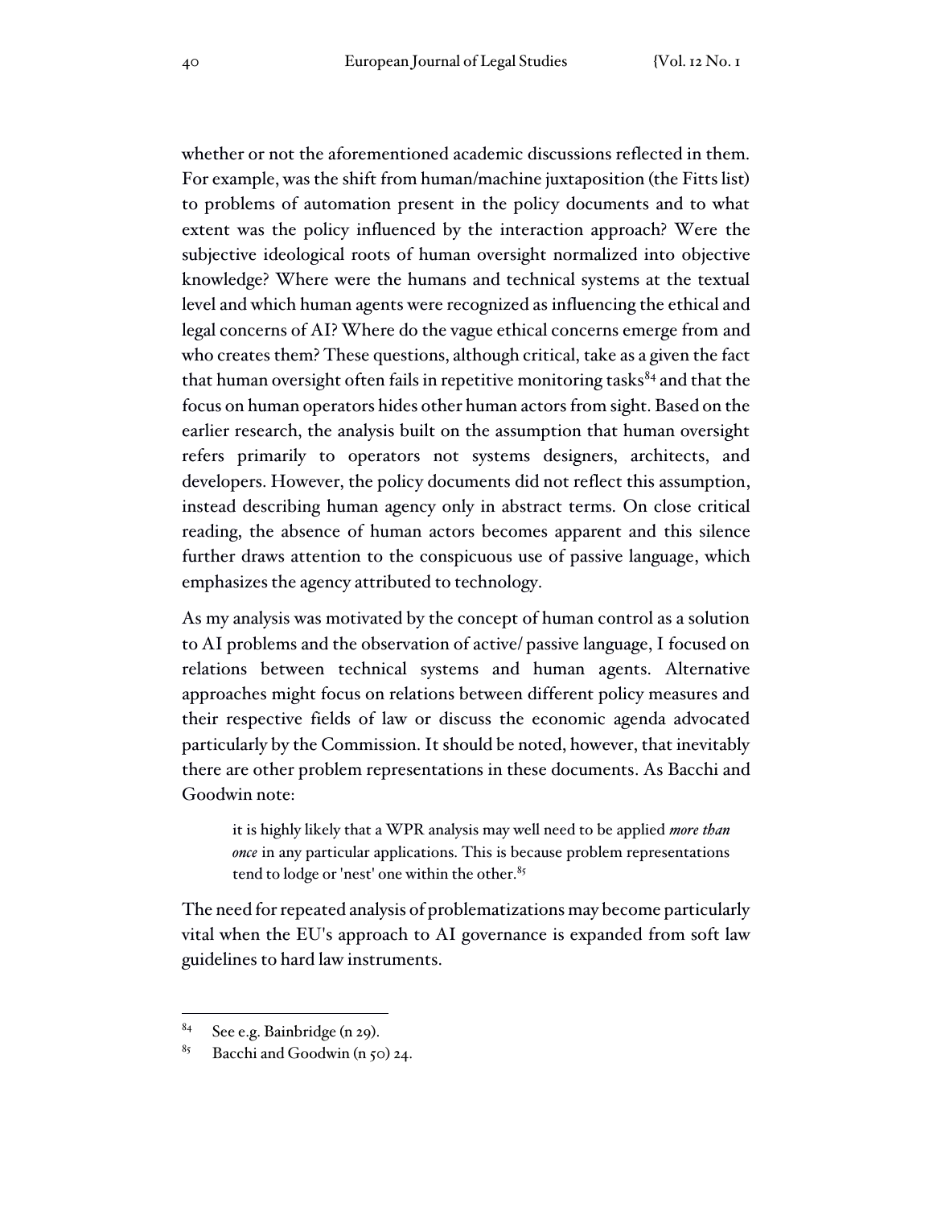whether or not the aforementioned academic discussions reflected in them. For example, was the shift from human/machine juxtaposition (the Fitts list) to problems of automation present in the policy documents and to what extent was the policy influenced by the interaction approach? Were the subjective ideological roots of human oversight normalized into objective knowledge? Where were the humans and technical systems at the textual level and which human agents were recognized as influencing the ethical and legal concerns of AI? Where do the vague ethical concerns emerge from and who creates them? These questions, although critical, take as a given the fact that human oversight often fails in repetitive monitoring tasks[84] and that the focus on human operators hides other human actors from sight. Based on the earlier research, the analysis built on the assumption that human oversight refers primarily to operators not systems designers, architects, and developers. However, the policy documents did not reflect this assumption, instead describing human agency only in abstract terms. On close critical reading, the absence of human actors becomes apparent and this silence further draws attention to the conspicuous use of passive language, which emphasizes the agency attributed to technology.

As my analysis was motivated by the concept of human control as a solution to AI problems and the observation of active/ passive language, I focused on relations between technical systems and human agents. Alternative approaches might focus on relations between different policy measures and their respective fields of law or discuss the economic agenda advocated particularly by the Commission. It should be noted, however, that inevitably there are other problem representations in these documents. As Bacchi and Goodwin note:

> it is highly likely that a WPR analysis may well need to be applied *more than once* in any particular applications. This is because problem representations tend to lodge or 'nest' one within the other.[85]

The need for repeated analysis of problematizations may become particularly vital when the EU's approach to AI governance is expanded from soft law guidelines to hard law instruments.

---

[84] See e.g. Bainbridge (n 29).

[85] Bacchi and Goodwin (n 50) 24.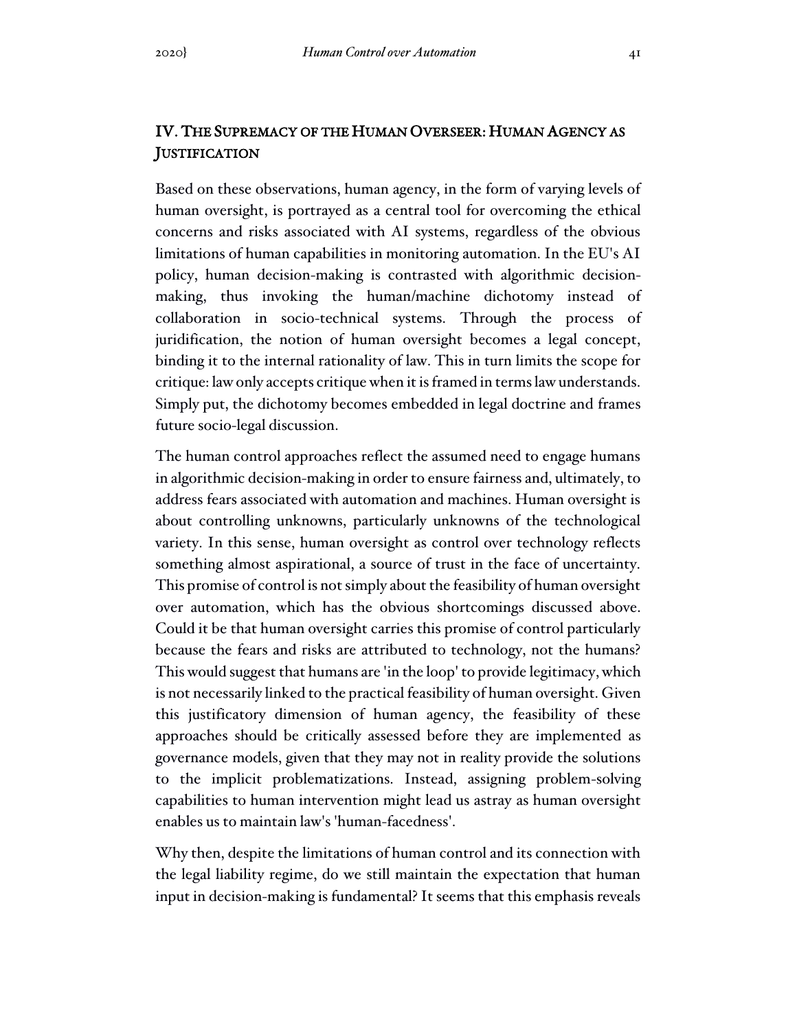## IV. THE SUPREMACY OF THE HUMAN OVERSEER: HUMAN AGENCY AS JUSTIFICATION

Based on these observations, human agency, in the form of varying levels of human oversight, is portrayed as a central tool for overcoming the ethical concerns and risks associated with AI systems, regardless of the obvious limitations of human capabilities in monitoring automation. In the EU's AI policy, human decision-making is contrasted with algorithmic decision-making, thus invoking the human/machine dichotomy instead of collaboration in socio-technical systems. Through the process of juridification, the notion of human oversight becomes a legal concept, binding it to the internal rationality of law. This in turn limits the scope for critique: law only accepts critique when it is framed in terms law understands. Simply put, the dichotomy becomes embedded in legal doctrine and frames future socio-legal discussion.

The human control approaches reflect the assumed need to engage humans in algorithmic decision-making in order to ensure fairness and, ultimately, to address fears associated with automation and machines. Human oversight is about controlling unknowns, particularly unknowns of the technological variety. In this sense, human oversight as control over technology reflects something almost aspirational, a source of trust in the face of uncertainty. This promise of control is not simply about the feasibility of human oversight over automation, which has the obvious shortcomings discussed above. Could it be that human oversight carries this promise of control particularly because the fears and risks are attributed to technology, not the humans? This would suggest that humans are 'in the loop' to provide legitimacy, which is not necessarily linked to the practical feasibility of human oversight. Given this justificatory dimension of human agency, the feasibility of these approaches should be critically assessed before they are implemented as governance models, given that they may not in reality provide the solutions to the implicit problematizations. Instead, assigning problem-solving capabilities to human intervention might lead us astray as human oversight enables us to maintain law's 'human-facedness'.

Why then, despite the limitations of human control and its connection with the legal liability regime, do we still maintain the expectation that human input in decision-making is fundamental? It seems that this emphasis reveals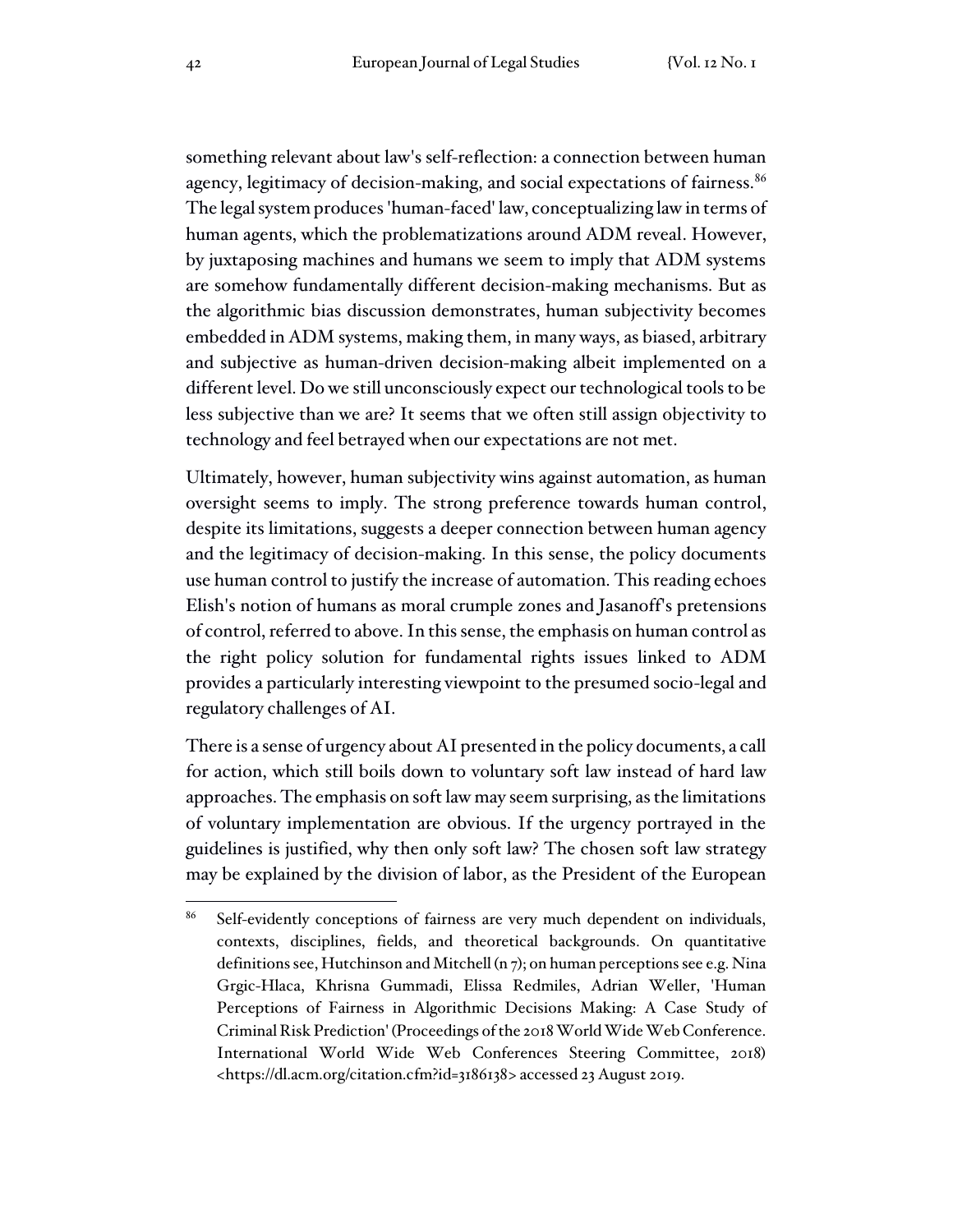something relevant about law's self-reflection: a connection between human agency, legitimacy of decision-making, and social expectations of fairness.[86] The legal system produces 'human-faced' law, conceptualizing law in terms of human agents, which the problematizations around ADM reveal. However, by juxtaposing machines and humans we seem to imply that ADM systems are somehow fundamentally different decision-making mechanisms. But as the algorithmic bias discussion demonstrates, human subjectivity becomes embedded in ADM systems, making them, in many ways, as biased, arbitrary and subjective as human-driven decision-making albeit implemented on a different level. Do we still unconsciously expect our technological tools to be less subjective than we are? It seems that we often still assign objectivity to technology and feel betrayed when our expectations are not met.

Ultimately, however, human subjectivity wins against automation, as human oversight seems to imply. The strong preference towards human control, despite its limitations, suggests a deeper connection between human agency and the legitimacy of decision-making. In this sense, the policy documents use human control to justify the increase of automation. This reading echoes Elish's notion of humans as moral crumple zones and Jasanoff's pretensions of control, referred to above. In this sense, the emphasis on human control as the right policy solution for fundamental rights issues linked to ADM provides a particularly interesting viewpoint to the presumed socio-legal and regulatory challenges of AI.

There is a sense of urgency about AI presented in the policy documents, a call for action, which still boils down to voluntary soft law instead of hard law approaches. The emphasis on soft law may seem surprising, as the limitations of voluntary implementation are obvious. If the urgency portrayed in the guidelines is justified, why then only soft law? The chosen soft law strategy may be explained by the division of labor, as the President of the European

[86] Self-evidently conceptions of fairness are very much dependent on individuals, contexts, disciplines, fields, and theoretical backgrounds. On quantitative definitions see, Hutchinson and Mitchell (n 7); on human perceptions see e.g. Nina Grgic-Hlaca, Khrisna Gummadi, Elissa Redmiles, Adrian Weller, 'Human Perceptions of Fairness in Algorithmic Decisions Making: A Case Study of Criminal Risk Prediction' (Proceedings of the 2018 World Wide Web Conference. International World Wide Web Conferences Steering Committee, 2018) <https://dl.acm.org/citation.cfm?id=3186138> accessed 23 August 2019.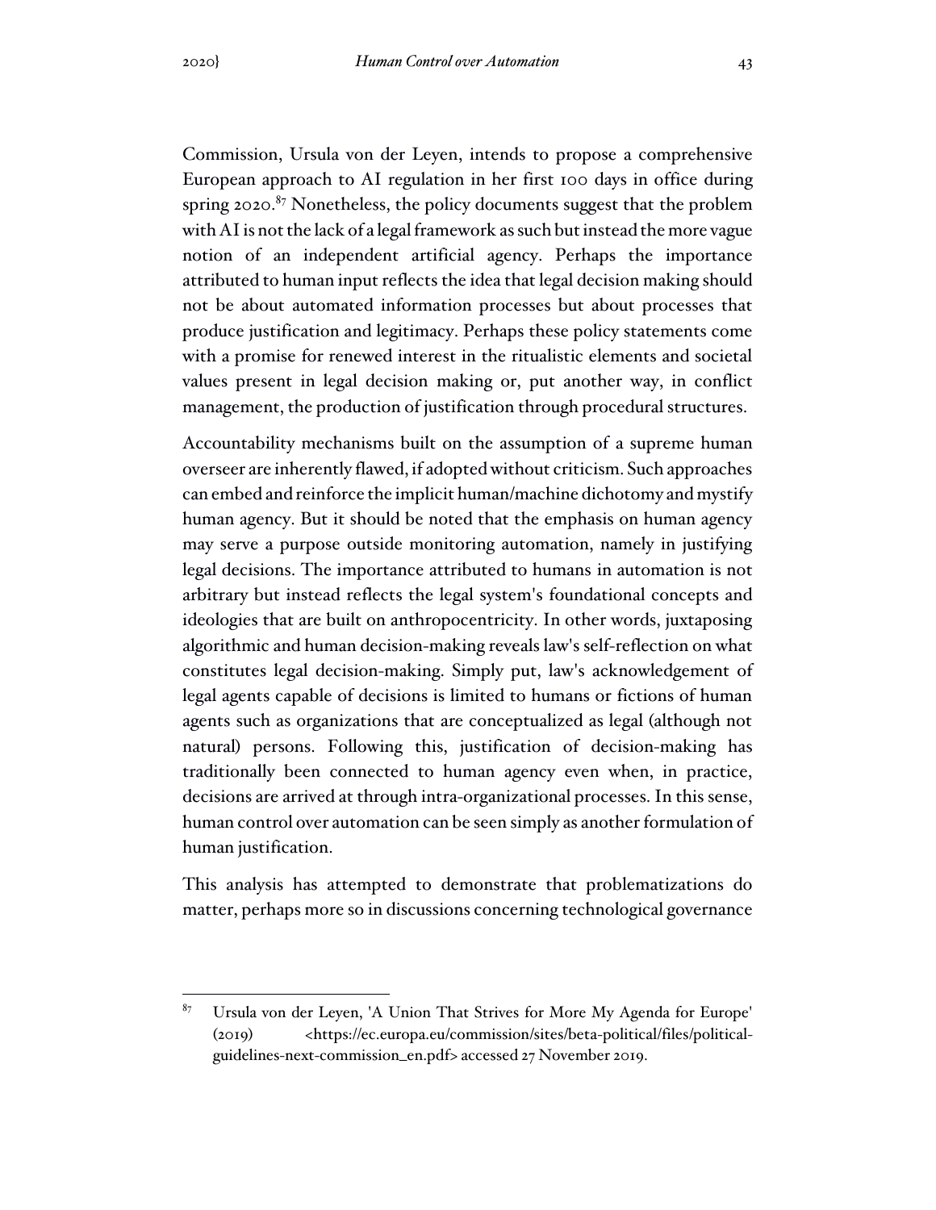Commission, Ursula von der Leyen, intends to propose a comprehensive European approach to AI regulation in her first 100 days in office during spring 2020.[87] Nonetheless, the policy documents suggest that the problem with AI is not the lack of a legal framework as such but instead the more vague notion of an independent artificial agency. Perhaps the importance attributed to human input reflects the idea that legal decision making should not be about automated information processes but about processes that produce justification and legitimacy. Perhaps these policy statements come with a promise for renewed interest in the ritualistic elements and societal values present in legal decision making or, put another way, in conflict management, the production of justification through procedural structures.

Accountability mechanisms built on the assumption of a supreme human overseer are inherently flawed, if adopted without criticism. Such approaches can embed and reinforce the implicit human/machine dichotomy and mystify human agency. But it should be noted that the emphasis on human agency may serve a purpose outside monitoring automation, namely in justifying legal decisions. The importance attributed to humans in automation is not arbitrary but instead reflects the legal system's foundational concepts and ideologies that are built on anthropocentricity. In other words, juxtaposing algorithmic and human decision-making reveals law's self-reflection on what constitutes legal decision-making. Simply put, law's acknowledgement of legal agents capable of decisions is limited to humans or fictions of human agents such as organizations that are conceptualized as legal (although not natural) persons. Following this, justification of decision-making has traditionally been connected to human agency even when, in practice, decisions are arrived at through intra-organizational processes. In this sense, human control over automation can be seen simply as another formulation of human justification.

This analysis has attempted to demonstrate that problematizations do matter, perhaps more so in discussions concerning technological governance

---

[87] Ursula von der Leyen, 'A Union That Strives for More My Agenda for Europe' (2019) <https://ec.europa.eu/commission/sites/beta-political/files/political-guidelines-next-commission_en.pdf> accessed 27 November 2019.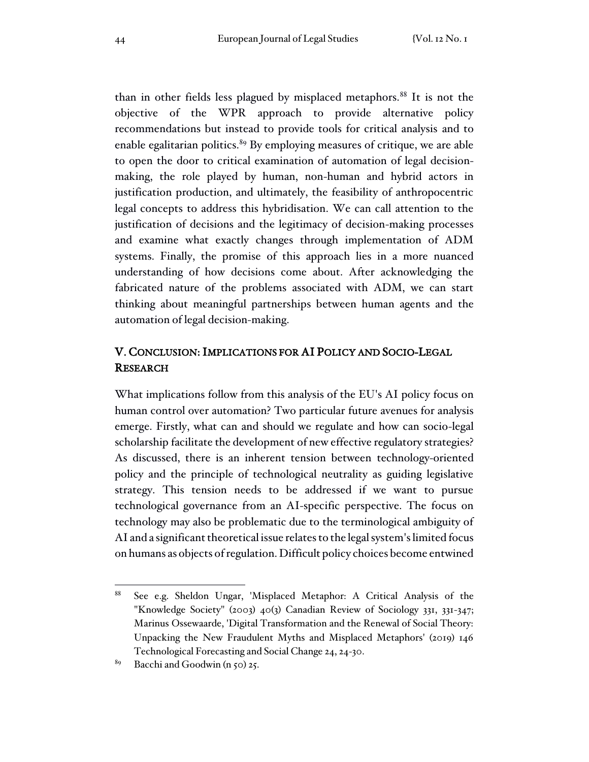than in other fields less plagued by misplaced metaphors.[88] It is not the objective of the WPR approach to provide alternative policy recommendations but instead to provide tools for critical analysis and to enable egalitarian politics.[89] By employing measures of critique, we are able to open the door to critical examination of automation of legal decision-making, the role played by human, non-human and hybrid actors in justification production, and ultimately, the feasibility of anthropocentric legal concepts to address this hybridisation. We can call attention to the justification of decisions and the legitimacy of decision-making processes and examine what exactly changes through implementation of ADM systems. Finally, the promise of this approach lies in a more nuanced understanding of how decisions come about. After acknowledging the fabricated nature of the problems associated with ADM, we can start thinking about meaningful partnerships between human agents and the automation of legal decision-making.

## V. Conclusion: Implications for AI Policy and Socio-Legal Research

What implications follow from this analysis of the EU's AI policy focus on human control over automation? Two particular future avenues for analysis emerge. Firstly, what can and should we regulate and how can socio-legal scholarship facilitate the development of new effective regulatory strategies? As discussed, there is an inherent tension between technology-oriented policy and the principle of technological neutrality as guiding legislative strategy. This tension needs to be addressed if we want to pursue technological governance from an AI-specific perspective. The focus on technology may also be problematic due to the terminological ambiguity of AI and a significant theoretical issue relates to the legal system's limited focus on humans as objects of regulation. Difficult policy choices become entwined

---

[88] See e.g. Sheldon Ungar, 'Misplaced Metaphor: A Critical Analysis of the "Knowledge Society" (2003) 40(3) Canadian Review of Sociology 331, 331-347; Marinus Ossewaarde, 'Digital Transformation and the Renewal of Social Theory: Unpacking the New Fraudulent Myths and Misplaced Metaphors' (2019) 146 Technological Forecasting and Social Change 24, 24-30.

[89] Bacchi and Goodwin (n 50) 25.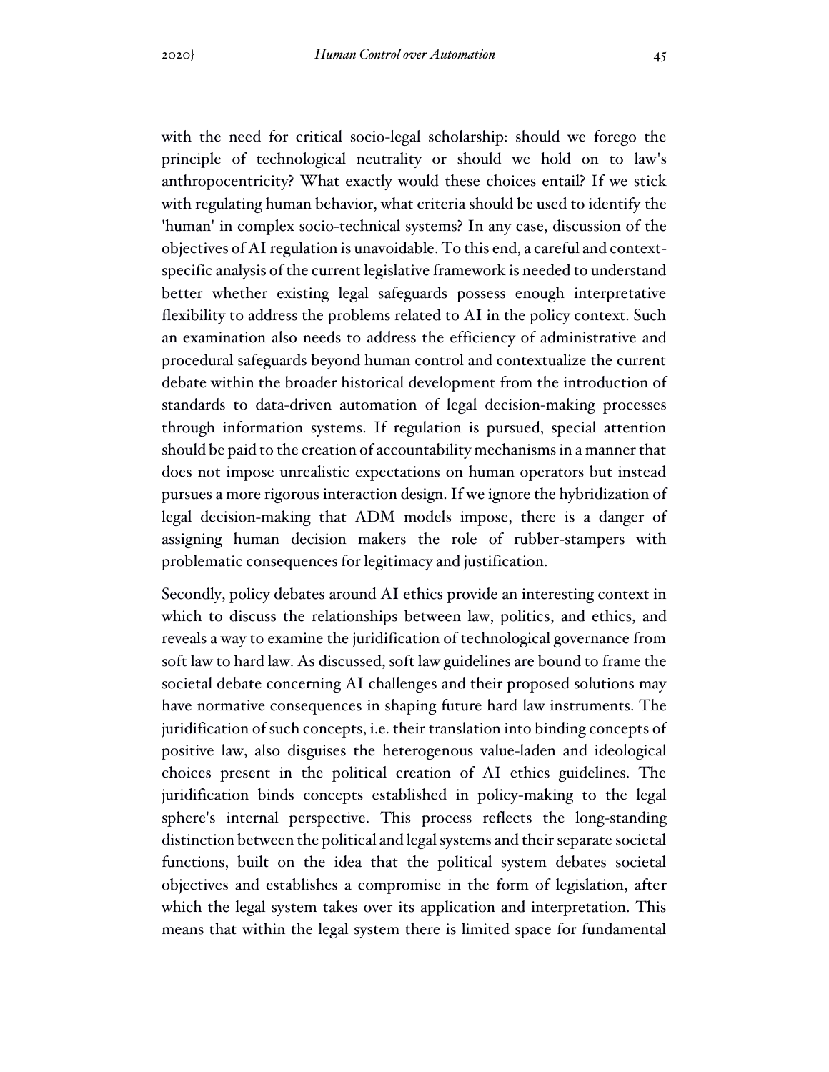with the need for critical socio-legal scholarship: should we forego the principle of technological neutrality or should we hold on to law's anthropocentricity? What exactly would these choices entail? If we stick with regulating human behavior, what criteria should be used to identify the 'human' in complex socio-technical systems? In any case, discussion of the objectives of AI regulation is unavoidable. To this end, a careful and context-specific analysis of the current legislative framework is needed to understand better whether existing legal safeguards possess enough interpretative flexibility to address the problems related to AI in the policy context. Such an examination also needs to address the efficiency of administrative and procedural safeguards beyond human control and contextualize the current debate within the broader historical development from the introduction of standards to data-driven automation of legal decision-making processes through information systems. If regulation is pursued, special attention should be paid to the creation of accountability mechanisms in a manner that does not impose unrealistic expectations on human operators but instead pursues a more rigorous interaction design. If we ignore the hybridization of legal decision-making that ADM models impose, there is a danger of assigning human decision makers the role of rubber-stampers with problematic consequences for legitimacy and justification.

Secondly, policy debates around AI ethics provide an interesting context in which to discuss the relationships between law, politics, and ethics, and reveals a way to examine the juridification of technological governance from soft law to hard law. As discussed, soft law guidelines are bound to frame the societal debate concerning AI challenges and their proposed solutions may have normative consequences in shaping future hard law instruments. The juridification of such concepts, i.e. their translation into binding concepts of positive law, also disguises the heterogenous value-laden and ideological choices present in the political creation of AI ethics guidelines. The juridification binds concepts established in policy-making to the legal sphere's internal perspective. This process reflects the long-standing distinction between the political and legal systems and their separate societal functions, built on the idea that the political system debates societal objectives and establishes a compromise in the form of legislation, after which the legal system takes over its application and interpretation. This means that within the legal system there is limited space for fundamental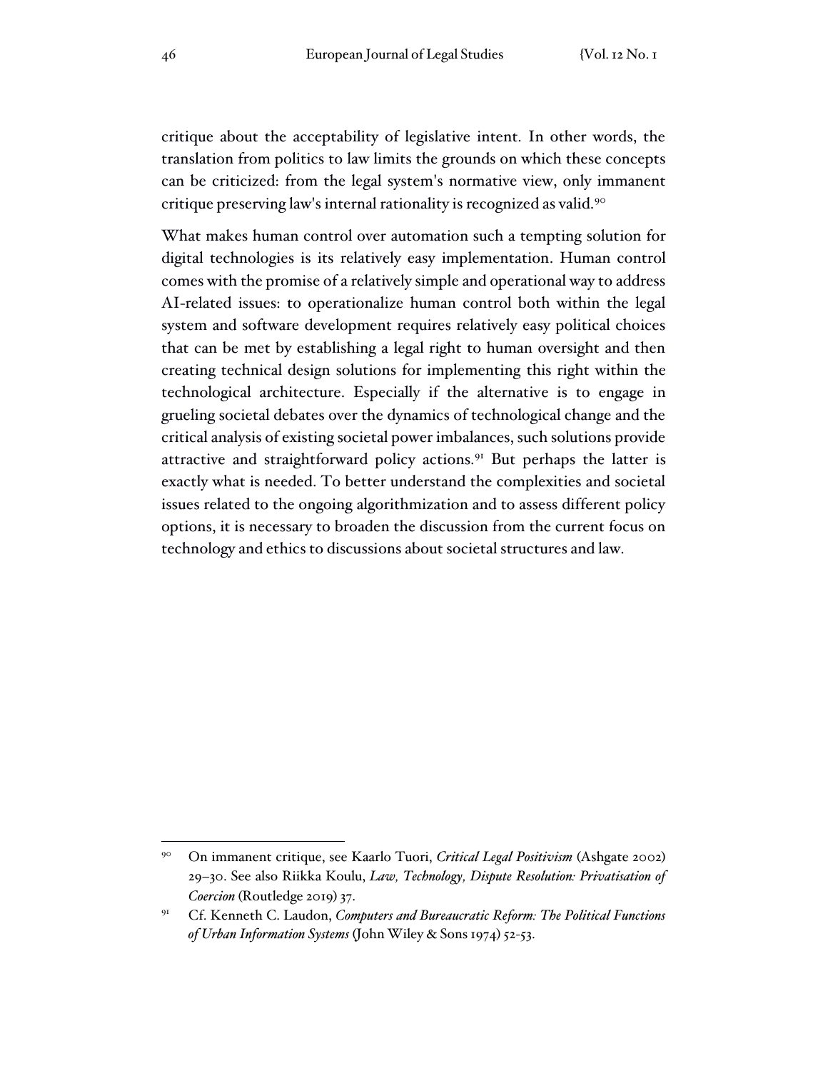critique about the acceptability of legislative intent. In other words, the translation from politics to law limits the grounds on which these concepts can be criticized: from the legal system's normative view, only immanent critique preserving law's internal rationality is recognized as valid.[90]

What makes human control over automation such a tempting solution for digital technologies is its relatively easy implementation. Human control comes with the promise of a relatively simple and operational way to address AI-related issues: to operationalize human control both within the legal system and software development requires relatively easy political choices that can be met by establishing a legal right to human oversight and then creating technical design solutions for implementing this right within the technological architecture. Especially if the alternative is to engage in grueling societal debates over the dynamics of technological change and the critical analysis of existing societal power imbalances, such solutions provide attractive and straightforward policy actions.[91] But perhaps the latter is exactly what is needed. To better understand the complexities and societal issues related to the ongoing algorithmization and to assess different policy options, it is necessary to broaden the discussion from the current focus on technology and ethics to discussions about societal structures and law.

---

[90] On immanent critique, see Kaarlo Tuori, *Critical Legal Positivism* (Ashgate 2002) 29–30. See also Riikka Koulu, *Law, Technology, Dispute Resolution: Privatisation of Coercion* (Routledge 2019) 37.

[91] Cf. Kenneth C. Laudon, *Computers and Bureaucratic Reform: The Political Functions of Urban Information Systems* (John Wiley & Sons 1974) 52-53.